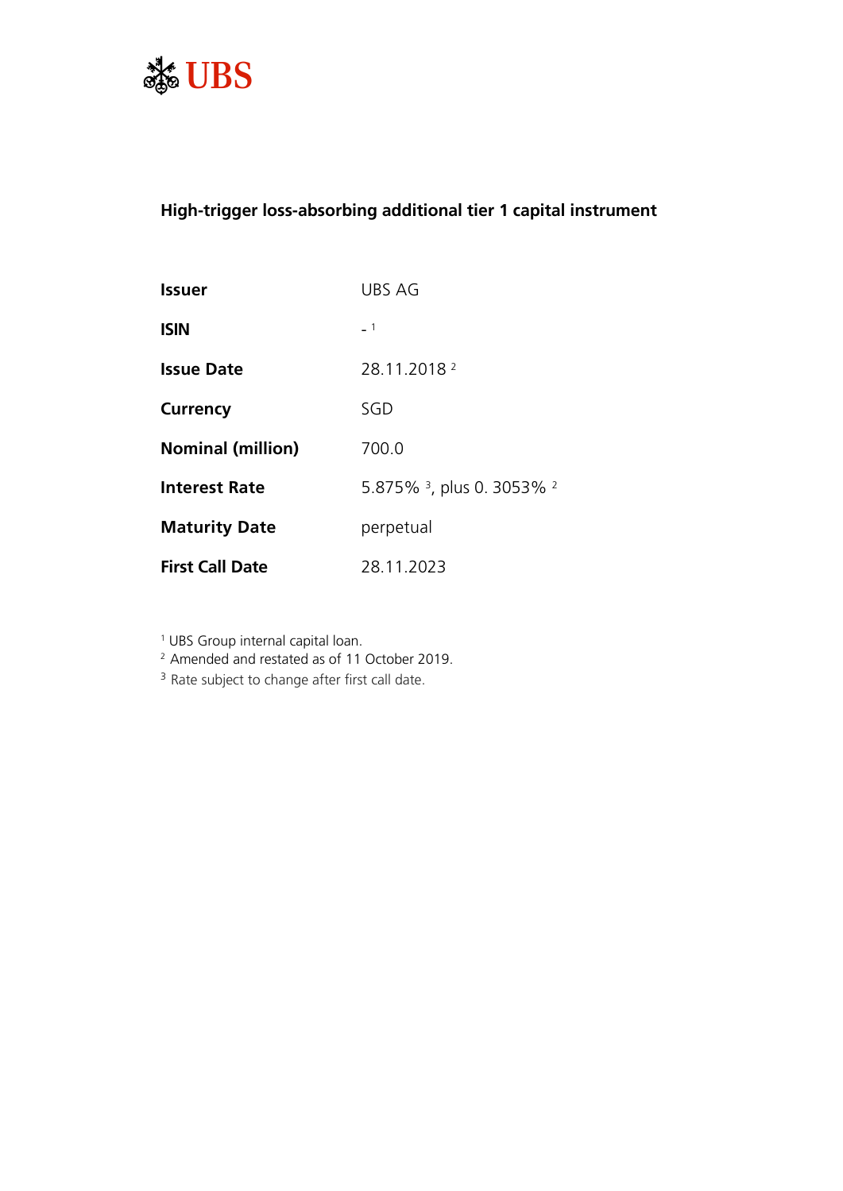UBS

## High-trigger loss-absorbing additional tier 1 capital instrument

| | |
|---|---|
| **Issuer** | UBS AG |
| **ISIN** | - [1] |
| **Issue Date** | 28.11.2018 [2] |
| **Currency** | SGD |
| **Nominal (million)** | 700.0 |
| **Interest Rate** | 5.875% [3], plus 0. 3053% [2] |
| **Maturity Date** | perpetual |
| **First Call Date** | 28.11.2023 |

[1] UBS Group internal capital loan.

[2] Amended and restated as of 11 October 2019.

[3] Rate subject to change after first call date.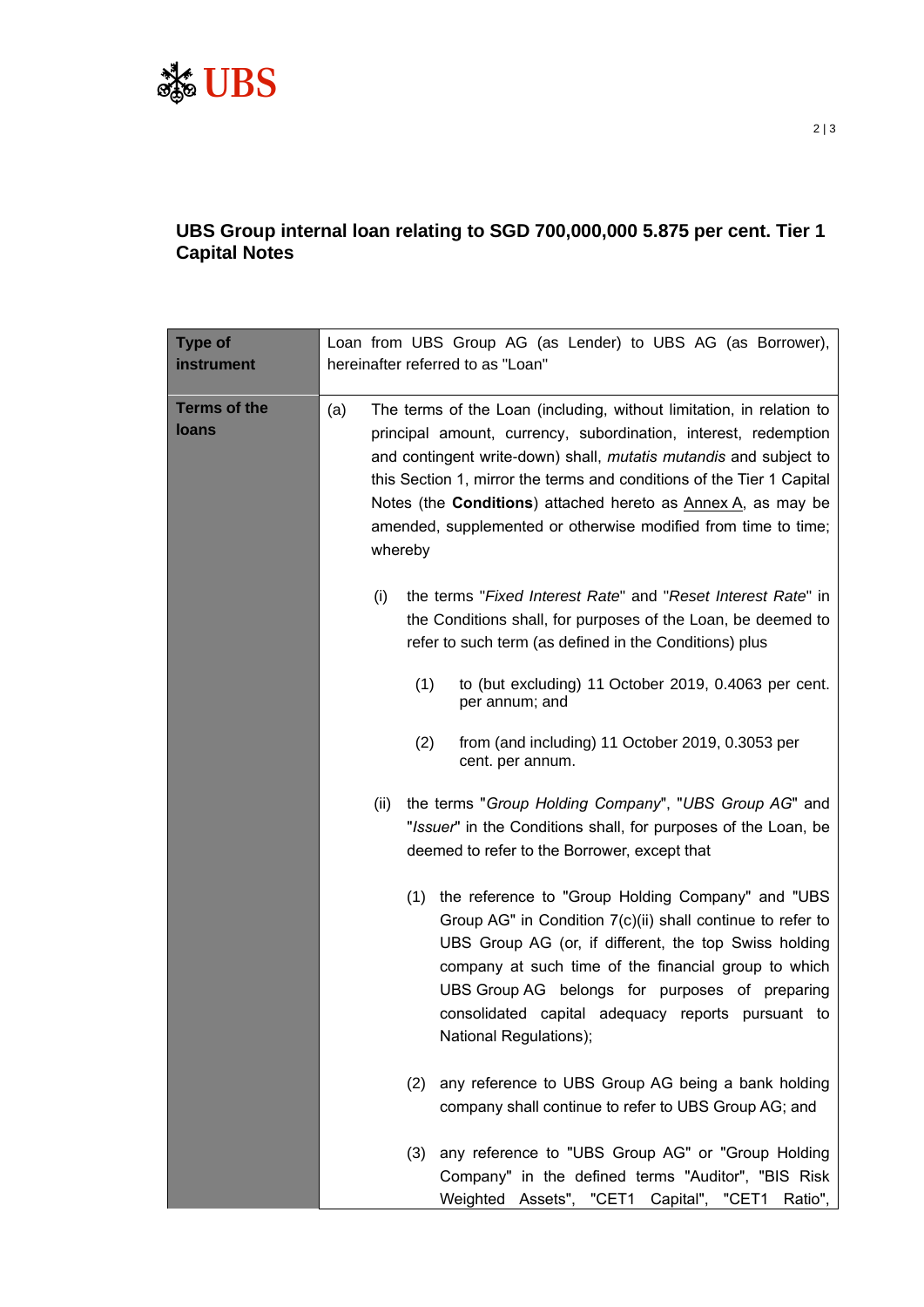# UBS Group internal loan relating to SGD 700,000,000 5.875 per cent. Tier 1 Capital Notes

| **Type of instrument** | Loan from UBS Group AG (as Lender) to UBS AG (as Borrower), hereinafter referred to as "Loan" |
|---|---|
| **Terms of the loans** | (a) The terms of the Loan (including, without limitation, in relation to principal amount, currency, subordination, interest, redemption and contingent write-down) shall, *mutatis mutandis* and subject to this Section 1, mirror the terms and conditions of the Tier 1 Capital Notes (the **Conditions**) attached hereto as Annex A, as may be amended, supplemented or otherwise modified from time to time; whereby<br><br>(i) the terms "*Fixed Interest Rate*" and "*Reset Interest Rate*" in the Conditions shall, for purposes of the Loan, be deemed to refer to such term (as defined in the Conditions) plus<br><br>(1) to (but excluding) 11 October 2019, 0.4063 per cent. per annum; and<br><br>(2) from (and including) 11 October 2019, 0.3053 per cent. per annum.<br><br>(ii) the terms "*Group Holding Company*", "*UBS Group AG*" and "*Issuer*" in the Conditions shall, for purposes of the Loan, be deemed to refer to the Borrower, except that<br><br>(1) the reference to "Group Holding Company" and "UBS Group AG" in Condition 7(c)(ii) shall continue to refer to UBS Group AG (or, if different, the top Swiss holding company at such time of the financial group to which UBS Group AG belongs for purposes of preparing consolidated capital adequacy reports pursuant to National Regulations);<br><br>(2) any reference to UBS Group AG being a bank holding company shall continue to refer to UBS Group AG; and<br><br>(3) any reference to "UBS Group AG" or "Group Holding Company" in the defined terms "Auditor", "BIS Risk Weighted Assets", "CET1 Capital", "CET1 Ratio", |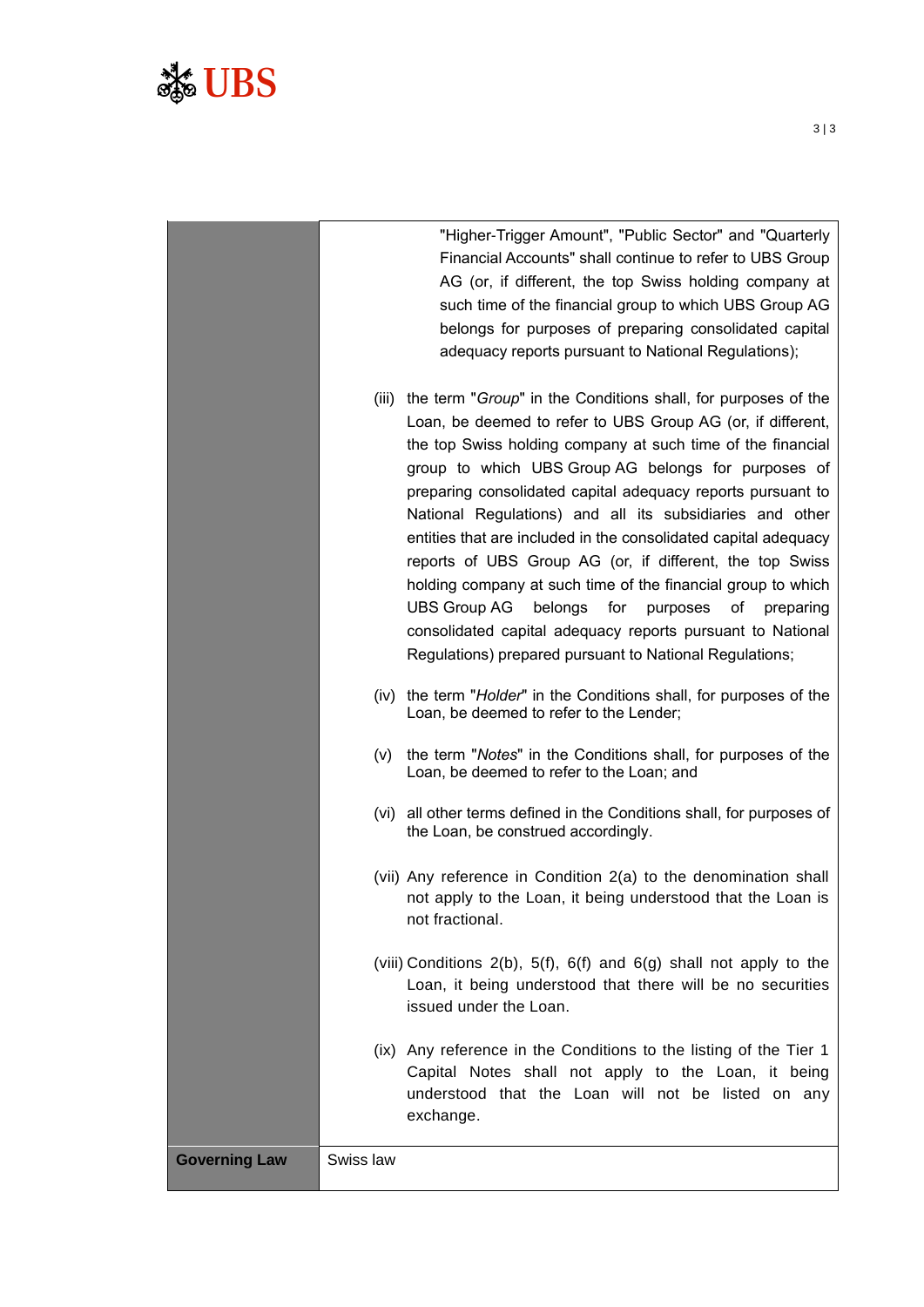| | |
|---|---|
| | "Higher-Trigger Amount", "Public Sector" and "Quarterly Financial Accounts" shall continue to refer to UBS Group AG (or, if different, the top Swiss holding company at such time of the financial group to which UBS Group AG belongs for purposes of preparing consolidated capital adequacy reports pursuant to National Regulations);<br><br>(iii) the term "*Group*" in the Conditions shall, for purposes of the Loan, be deemed to refer to UBS Group AG (or, if different, the top Swiss holding company at such time of the financial group to which UBS Group AG belongs for purposes of preparing consolidated capital adequacy reports pursuant to National Regulations) and all its subsidiaries and other entities that are included in the consolidated capital adequacy reports of UBS Group AG (or, if different, the top Swiss holding company at such time of the financial group to which UBS Group AG belongs for purposes of preparing consolidated capital adequacy reports pursuant to National Regulations) prepared pursuant to National Regulations;<br><br>(iv) the term "*Holder*" in the Conditions shall, for purposes of the Loan, be deemed to refer to the Lender;<br><br>(v) the term "*Notes*" in the Conditions shall, for purposes of the Loan, be deemed to refer to the Loan; and<br><br>(vi) all other terms defined in the Conditions shall, for purposes of the Loan, be construed accordingly.<br><br>(vii) Any reference in Condition 2(a) to the denomination shall not apply to the Loan, it being understood that the Loan is not fractional.<br><br>(viii) Conditions 2(b), 5(f), 6(f) and 6(g) shall not apply to the Loan, it being understood that there will be no securities issued under the Loan.<br><br>(ix) Any reference in the Conditions to the listing of the Tier 1 Capital Notes shall not apply to the Loan, it being understood that the Loan will not be listed on any exchange. |
| **Governing Law** | Swiss law |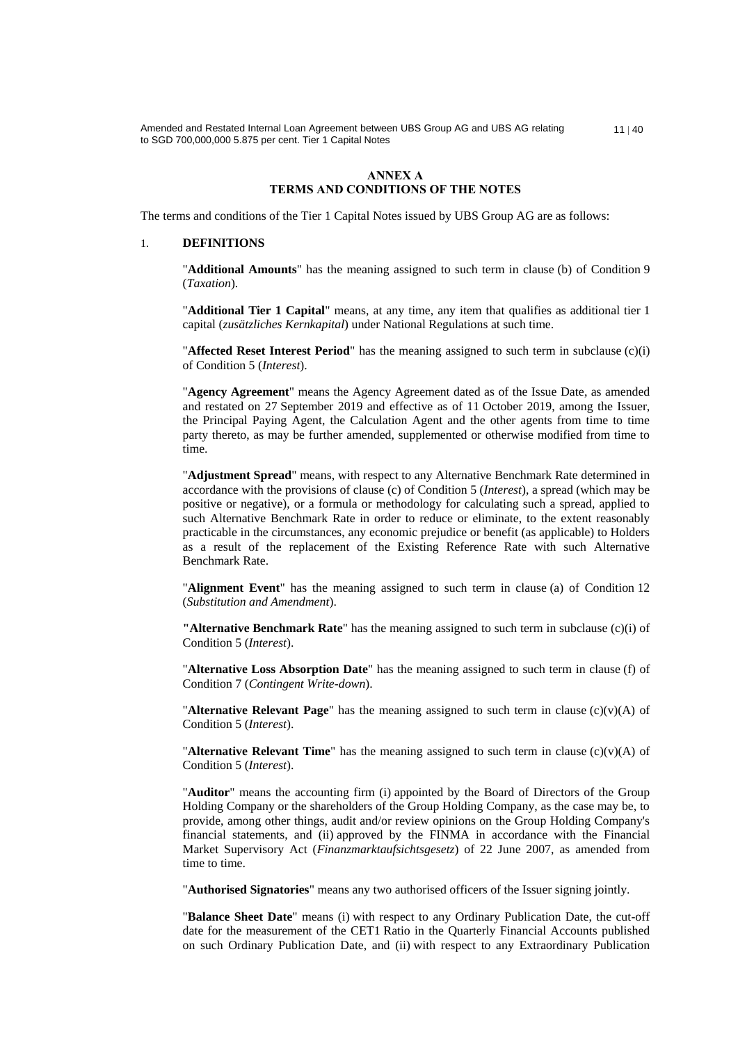## ANNEX A
## TERMS AND CONDITIONS OF THE NOTES

The terms and conditions of the Tier 1 Capital Notes issued by UBS Group AG are as follows:

### 1. DEFINITIONS

"**Additional Amounts**" has the meaning assigned to such term in clause (b) of Condition 9 (*Taxation*).

"**Additional Tier 1 Capital**" means, at any time, any item that qualifies as additional tier 1 capital (*zusätzliches Kernkapital*) under National Regulations at such time.

"**Affected Reset Interest Period**" has the meaning assigned to such term in subclause (c)(i) of Condition 5 (*Interest*).

"**Agency Agreement**" means the Agency Agreement dated as of the Issue Date, as amended and restated on 27 September 2019 and effective as of 11 October 2019, among the Issuer, the Principal Paying Agent, the Calculation Agent and the other agents from time to time party thereto, as may be further amended, supplemented or otherwise modified from time to time.

"**Adjustment Spread**" means, with respect to any Alternative Benchmark Rate determined in accordance with the provisions of clause (c) of Condition 5 (*Interest*), a spread (which may be positive or negative), or a formula or methodology for calculating such a spread, applied to such Alternative Benchmark Rate in order to reduce or eliminate, to the extent reasonably practicable in the circumstances, any economic prejudice or benefit (as applicable) to Holders as a result of the replacement of the Existing Reference Rate with such Alternative Benchmark Rate.

"**Alignment Event**" has the meaning assigned to such term in clause (a) of Condition 12 (*Substitution and Amendment*).

"**Alternative Benchmark Rate**" has the meaning assigned to such term in subclause (c)(i) of Condition 5 (*Interest*).

"**Alternative Loss Absorption Date**" has the meaning assigned to such term in clause (f) of Condition 7 (*Contingent Write-down*).

"**Alternative Relevant Page**" has the meaning assigned to such term in clause (c)(v)(A) of Condition 5 (*Interest*).

"**Alternative Relevant Time**" has the meaning assigned to such term in clause (c)(v)(A) of Condition 5 (*Interest*).

"**Auditor**" means the accounting firm (i) appointed by the Board of Directors of the Group Holding Company or the shareholders of the Group Holding Company, as the case may be, to provide, among other things, audit and/or review opinions on the Group Holding Company's financial statements, and (ii) approved by the FINMA in accordance with the Financial Market Supervisory Act (*Finanzmarktaufsichtsgesetz*) of 22 June 2007, as amended from time to time.

"**Authorised Signatories**" means any two authorised officers of the Issuer signing jointly.

"**Balance Sheet Date**" means (i) with respect to any Ordinary Publication Date, the cut-off date for the measurement of the CET1 Ratio in the Quarterly Financial Accounts published on such Ordinary Publication Date, and (ii) with respect to any Extraordinary Publication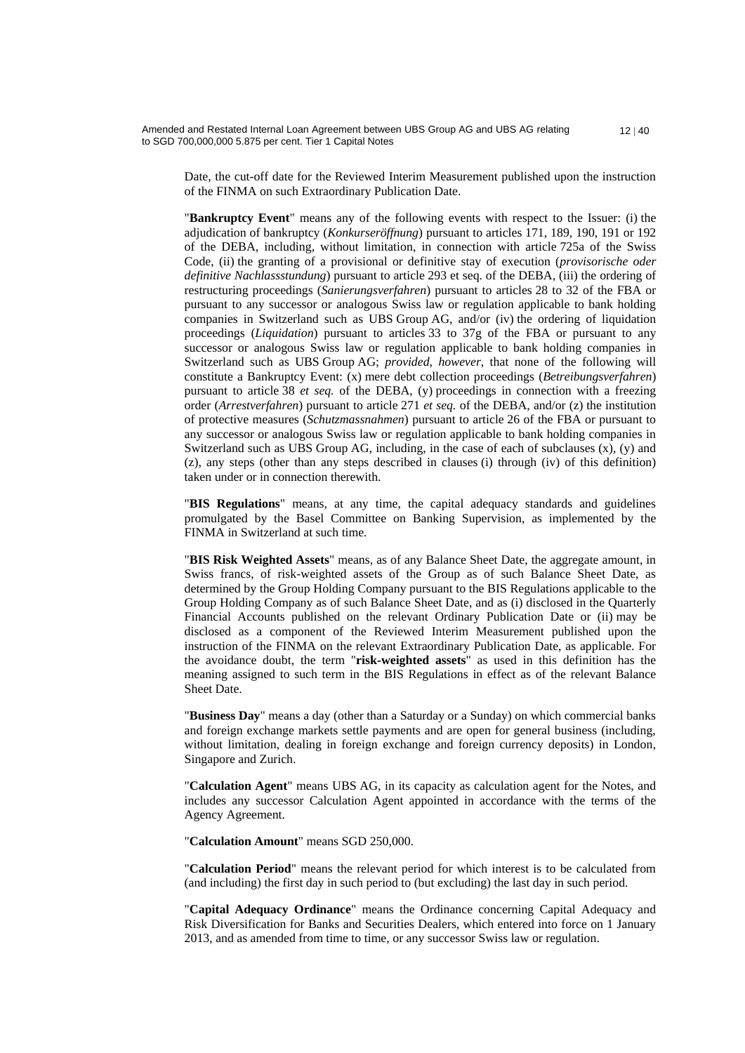Date, the cut-off date for the Reviewed Interim Measurement published upon the instruction of the FINMA on such Extraordinary Publication Date.

"**Bankruptcy Event**" means any of the following events with respect to the Issuer: (i) the adjudication of bankruptcy (*Konkurseröffnung*) pursuant to articles 171, 189, 190, 191 or 192 of the DEBA, including, without limitation, in connection with article 725a of the Swiss Code, (ii) the granting of a provisional or definitive stay of execution (*provisorische oder definitive Nachlassstundung*) pursuant to article 293 et seq. of the DEBA, (iii) the ordering of restructuring proceedings (*Sanierungsverfahren*) pursuant to articles 28 to 32 of the FBA or pursuant to any successor or analogous Swiss law or regulation applicable to bank holding companies in Switzerland such as UBS Group AG, and/or (iv) the ordering of liquidation proceedings (*Liquidation*) pursuant to articles 33 to 37g of the FBA or pursuant to any successor or analogous Swiss law or regulation applicable to bank holding companies in Switzerland such as UBS Group AG; *provided*, *however*, that none of the following will constitute a Bankruptcy Event: (x) mere debt collection proceedings (*Betreibungsverfahren*) pursuant to article 38 *et seq.* of the DEBA, (y) proceedings in connection with a freezing order (*Arrestverfahren*) pursuant to article 271 *et seq.* of the DEBA, and/or (z) the institution of protective measures (*Schutzmassnahmen*) pursuant to article 26 of the FBA or pursuant to any successor or analogous Swiss law or regulation applicable to bank holding companies in Switzerland such as UBS Group AG, including, in the case of each of subclauses (x), (y) and (z), any steps (other than any steps described in clauses (i) through (iv) of this definition) taken under or in connection therewith.

"**BIS Regulations**" means, at any time, the capital adequacy standards and guidelines promulgated by the Basel Committee on Banking Supervision, as implemented by the FINMA in Switzerland at such time.

"**BIS Risk Weighted Assets**" means, as of any Balance Sheet Date, the aggregate amount, in Swiss francs, of risk-weighted assets of the Group as of such Balance Sheet Date, as determined by the Group Holding Company pursuant to the BIS Regulations applicable to the Group Holding Company as of such Balance Sheet Date, and as (i) disclosed in the Quarterly Financial Accounts published on the relevant Ordinary Publication Date or (ii) may be disclosed as a component of the Reviewed Interim Measurement published upon the instruction of the FINMA on the relevant Extraordinary Publication Date, as applicable. For the avoidance doubt, the term "**risk-weighted assets**" as used in this definition has the meaning assigned to such term in the BIS Regulations in effect as of the relevant Balance Sheet Date.

"**Business Day**" means a day (other than a Saturday or a Sunday) on which commercial banks and foreign exchange markets settle payments and are open for general business (including, without limitation, dealing in foreign exchange and foreign currency deposits) in London, Singapore and Zurich.

"**Calculation Agent**" means UBS AG, in its capacity as calculation agent for the Notes, and includes any successor Calculation Agent appointed in accordance with the terms of the Agency Agreement.

"**Calculation Amount**" means SGD 250,000.

"**Calculation Period**" means the relevant period for which interest is to be calculated from (and including) the first day in such period to (but excluding) the last day in such period.

"**Capital Adequacy Ordinance**" means the Ordinance concerning Capital Adequacy and Risk Diversification for Banks and Securities Dealers, which entered into force on 1 January 2013, and as amended from time to time, or any successor Swiss law or regulation.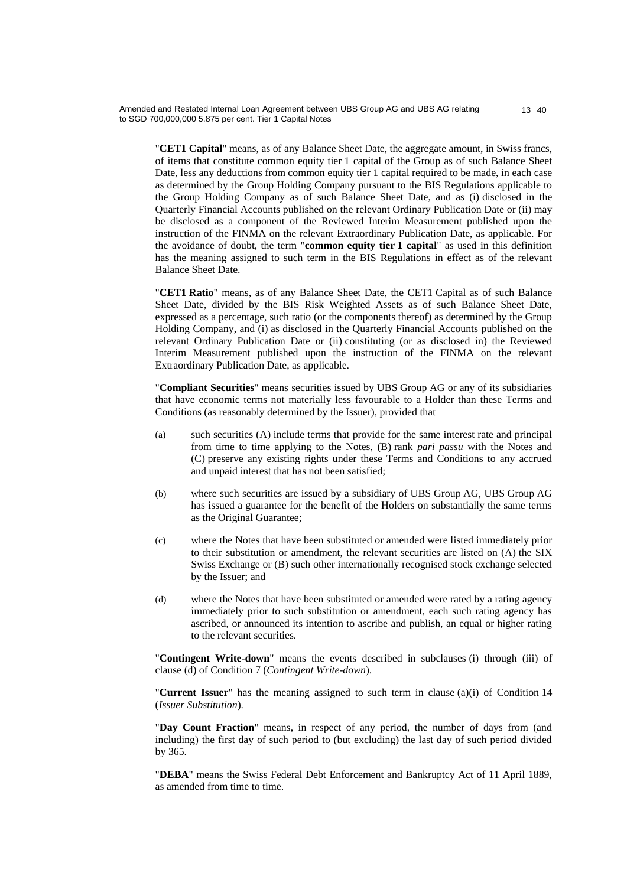"**CET1 Capital**" means, as of any Balance Sheet Date, the aggregate amount, in Swiss francs, of items that constitute common equity tier 1 capital of the Group as of such Balance Sheet Date, less any deductions from common equity tier 1 capital required to be made, in each case as determined by the Group Holding Company pursuant to the BIS Regulations applicable to the Group Holding Company as of such Balance Sheet Date, and as (i) disclosed in the Quarterly Financial Accounts published on the relevant Ordinary Publication Date or (ii) may be disclosed as a component of the Reviewed Interim Measurement published upon the instruction of the FINMA on the relevant Extraordinary Publication Date, as applicable. For the avoidance of doubt, the term "**common equity tier 1 capital**" as used in this definition has the meaning assigned to such term in the BIS Regulations in effect as of the relevant Balance Sheet Date.

"**CET1 Ratio**" means, as of any Balance Sheet Date, the CET1 Capital as of such Balance Sheet Date, divided by the BIS Risk Weighted Assets as of such Balance Sheet Date, expressed as a percentage, such ratio (or the components thereof) as determined by the Group Holding Company, and (i) as disclosed in the Quarterly Financial Accounts published on the relevant Ordinary Publication Date or (ii) constituting (or as disclosed in) the Reviewed Interim Measurement published upon the instruction of the FINMA on the relevant Extraordinary Publication Date, as applicable.

"**Compliant Securities**" means securities issued by UBS Group AG or any of its subsidiaries that have economic terms not materially less favourable to a Holder than these Terms and Conditions (as reasonably determined by the Issuer), provided that

(a) such securities (A) include terms that provide for the same interest rate and principal from time to time applying to the Notes, (B) rank *pari passu* with the Notes and (C) preserve any existing rights under these Terms and Conditions to any accrued and unpaid interest that has not been satisfied;

(b) where such securities are issued by a subsidiary of UBS Group AG, UBS Group AG has issued a guarantee for the benefit of the Holders on substantially the same terms as the Original Guarantee;

(c) where the Notes that have been substituted or amended were listed immediately prior to their substitution or amendment, the relevant securities are listed on (A) the SIX Swiss Exchange or (B) such other internationally recognised stock exchange selected by the Issuer; and

(d) where the Notes that have been substituted or amended were rated by a rating agency immediately prior to such substitution or amendment, each such rating agency has ascribed, or announced its intention to ascribe and publish, an equal or higher rating to the relevant securities.

"**Contingent Write-down**" means the events described in subclauses (i) through (iii) of clause (d) of Condition 7 (*Contingent Write-down*).

"**Current Issuer**" has the meaning assigned to such term in clause (a)(i) of Condition 14 (*Issuer Substitution*).

"**Day Count Fraction**" means, in respect of any period, the number of days from (and including) the first day of such period to (but excluding) the last day of such period divided by 365.

"**DEBA**" means the Swiss Federal Debt Enforcement and Bankruptcy Act of 11 April 1889, as amended from time to time.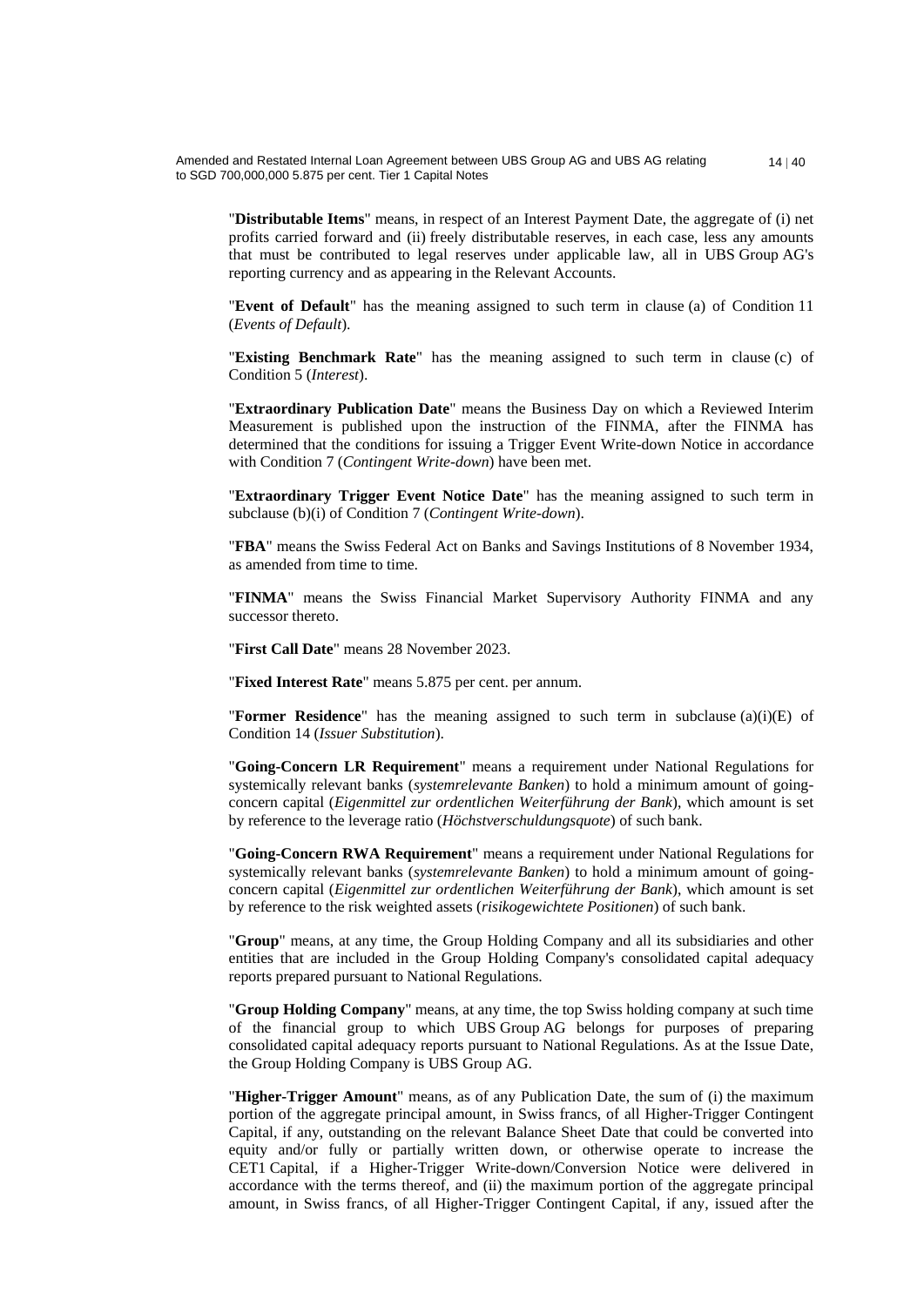"**Distributable Items**" means, in respect of an Interest Payment Date, the aggregate of (i) net profits carried forward and (ii) freely distributable reserves, in each case, less any amounts that must be contributed to legal reserves under applicable law, all in UBS Group AG's reporting currency and as appearing in the Relevant Accounts.

"**Event of Default**" has the meaning assigned to such term in clause (a) of Condition 11 (*Events of Default*).

"**Existing Benchmark Rate**" has the meaning assigned to such term in clause (c) of Condition 5 (*Interest*).

"**Extraordinary Publication Date**" means the Business Day on which a Reviewed Interim Measurement is published upon the instruction of the FINMA, after the FINMA has determined that the conditions for issuing a Trigger Event Write-down Notice in accordance with Condition 7 (*Contingent Write-down*) have been met.

"**Extraordinary Trigger Event Notice Date**" has the meaning assigned to such term in subclause (b)(i) of Condition 7 (*Contingent Write-down*).

"**FBA**" means the Swiss Federal Act on Banks and Savings Institutions of 8 November 1934, as amended from time to time.

"**FINMA**" means the Swiss Financial Market Supervisory Authority FINMA and any successor thereto.

"**First Call Date**" means 28 November 2023.

"**Fixed Interest Rate**" means 5.875 per cent. per annum.

"**Former Residence**" has the meaning assigned to such term in subclause (a)(i)(E) of Condition 14 (*Issuer Substitution*).

"**Going-Concern LR Requirement**" means a requirement under National Regulations for systemically relevant banks (*systemrelevante Banken*) to hold a minimum amount of going-concern capital (*Eigenmittel zur ordentlichen Weiterführung der Bank*), which amount is set by reference to the leverage ratio (*Höchstverschuldungsquote*) of such bank.

"**Going-Concern RWA Requirement**" means a requirement under National Regulations for systemically relevant banks (*systemrelevante Banken*) to hold a minimum amount of going-concern capital (*Eigenmittel zur ordentlichen Weiterführung der Bank*), which amount is set by reference to the risk weighted assets (*risikogewichtete Positionen*) of such bank.

"**Group**" means, at any time, the Group Holding Company and all its subsidiaries and other entities that are included in the Group Holding Company's consolidated capital adequacy reports prepared pursuant to National Regulations.

"**Group Holding Company**" means, at any time, the top Swiss holding company at such time of the financial group to which UBS Group AG belongs for purposes of preparing consolidated capital adequacy reports pursuant to National Regulations. As at the Issue Date, the Group Holding Company is UBS Group AG.

"**Higher-Trigger Amount**" means, as of any Publication Date, the sum of (i) the maximum portion of the aggregate principal amount, in Swiss francs, of all Higher-Trigger Contingent Capital, if any, outstanding on the relevant Balance Sheet Date that could be converted into equity and/or fully or partially written down, or otherwise operate to increase the CET1 Capital, if a Higher-Trigger Write-down/Conversion Notice were delivered in accordance with the terms thereof, and (ii) the maximum portion of the aggregate principal amount, in Swiss francs, of all Higher-Trigger Contingent Capital, if any, issued after the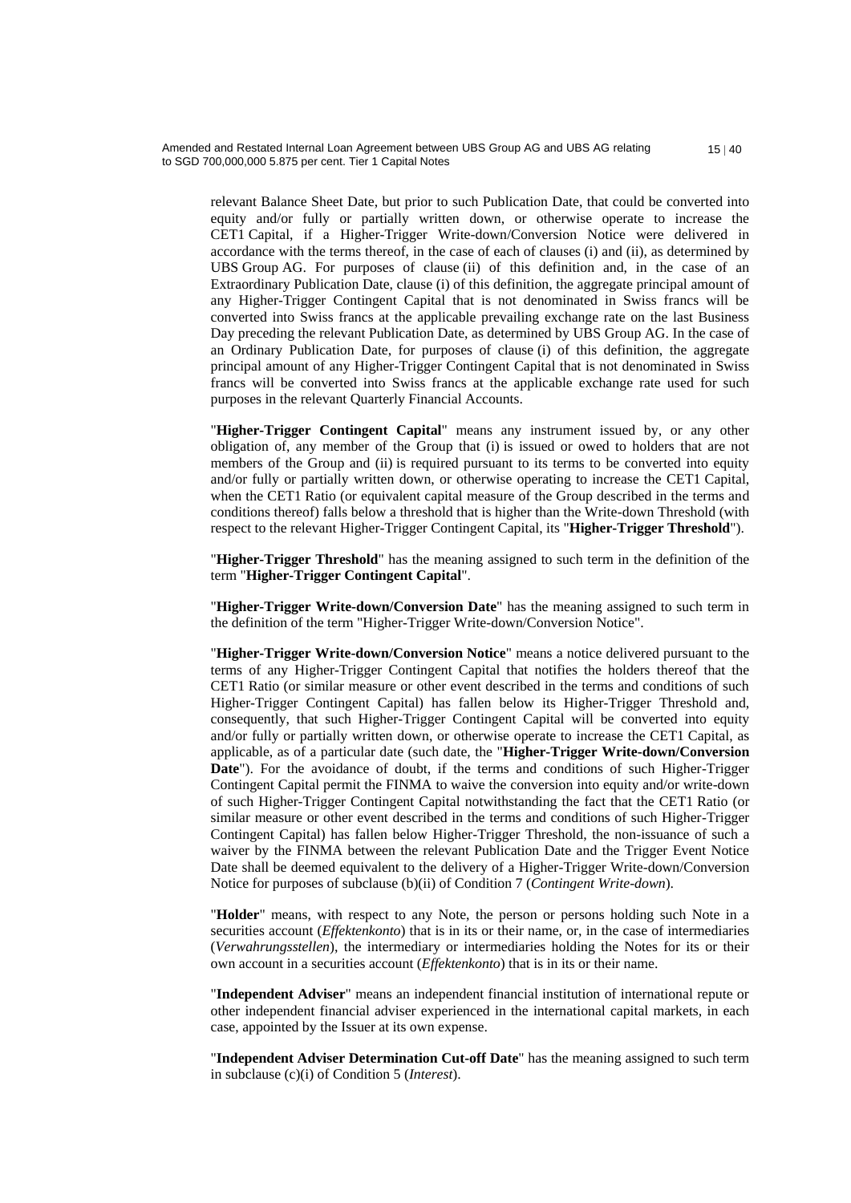relevant Balance Sheet Date, but prior to such Publication Date, that could be converted into equity and/or fully or partially written down, or otherwise operate to increase the CET1 Capital, if a Higher-Trigger Write-down/Conversion Notice were delivered in accordance with the terms thereof, in the case of each of clauses (i) and (ii), as determined by UBS Group AG. For purposes of clause (ii) of this definition and, in the case of an Extraordinary Publication Date, clause (i) of this definition, the aggregate principal amount of any Higher-Trigger Contingent Capital that is not denominated in Swiss francs will be converted into Swiss francs at the applicable prevailing exchange rate on the last Business Day preceding the relevant Publication Date, as determined by UBS Group AG. In the case of an Ordinary Publication Date, for purposes of clause (i) of this definition, the aggregate principal amount of any Higher-Trigger Contingent Capital that is not denominated in Swiss francs will be converted into Swiss francs at the applicable exchange rate used for such purposes in the relevant Quarterly Financial Accounts.

"**Higher-Trigger Contingent Capital**" means any instrument issued by, or any other obligation of, any member of the Group that (i) is issued or owed to holders that are not members of the Group and (ii) is required pursuant to its terms to be converted into equity and/or fully or partially written down, or otherwise operating to increase the CET1 Capital, when the CET1 Ratio (or equivalent capital measure of the Group described in the terms and conditions thereof) falls below a threshold that is higher than the Write-down Threshold (with respect to the relevant Higher-Trigger Contingent Capital, its "**Higher-Trigger Threshold**").

"**Higher-Trigger Threshold**" has the meaning assigned to such term in the definition of the term "**Higher-Trigger Contingent Capital**".

"**Higher-Trigger Write-down/Conversion Date**" has the meaning assigned to such term in the definition of the term "Higher-Trigger Write-down/Conversion Notice".

"**Higher-Trigger Write-down/Conversion Notice**" means a notice delivered pursuant to the terms of any Higher-Trigger Contingent Capital that notifies the holders thereof that the CET1 Ratio (or similar measure or other event described in the terms and conditions of such Higher-Trigger Contingent Capital) has fallen below its Higher-Trigger Threshold and, consequently, that such Higher-Trigger Contingent Capital will be converted into equity and/or fully or partially written down, or otherwise operate to increase the CET1 Capital, as applicable, as of a particular date (such date, the "**Higher-Trigger Write-down/Conversion Date**"). For the avoidance of doubt, if the terms and conditions of such Higher-Trigger Contingent Capital permit the FINMA to waive the conversion into equity and/or write-down of such Higher-Trigger Contingent Capital notwithstanding the fact that the CET1 Ratio (or similar measure or other event described in the terms and conditions of such Higher-Trigger Contingent Capital) has fallen below Higher-Trigger Threshold, the non-issuance of such a waiver by the FINMA between the relevant Publication Date and the Trigger Event Notice Date shall be deemed equivalent to the delivery of a Higher-Trigger Write-down/Conversion Notice for purposes of subclause (b)(ii) of Condition 7 (*Contingent Write-down*).

"**Holder**" means, with respect to any Note, the person or persons holding such Note in a securities account (*Effektenkonto*) that is in its or their name, or, in the case of intermediaries (*Verwahrungsstellen*), the intermediary or intermediaries holding the Notes for its or their own account in a securities account (*Effektenkonto*) that is in its or their name.

"**Independent Adviser**" means an independent financial institution of international repute or other independent financial adviser experienced in the international capital markets, in each case, appointed by the Issuer at its own expense.

"**Independent Adviser Determination Cut-off Date**" has the meaning assigned to such term in subclause (c)(i) of Condition 5 (*Interest*).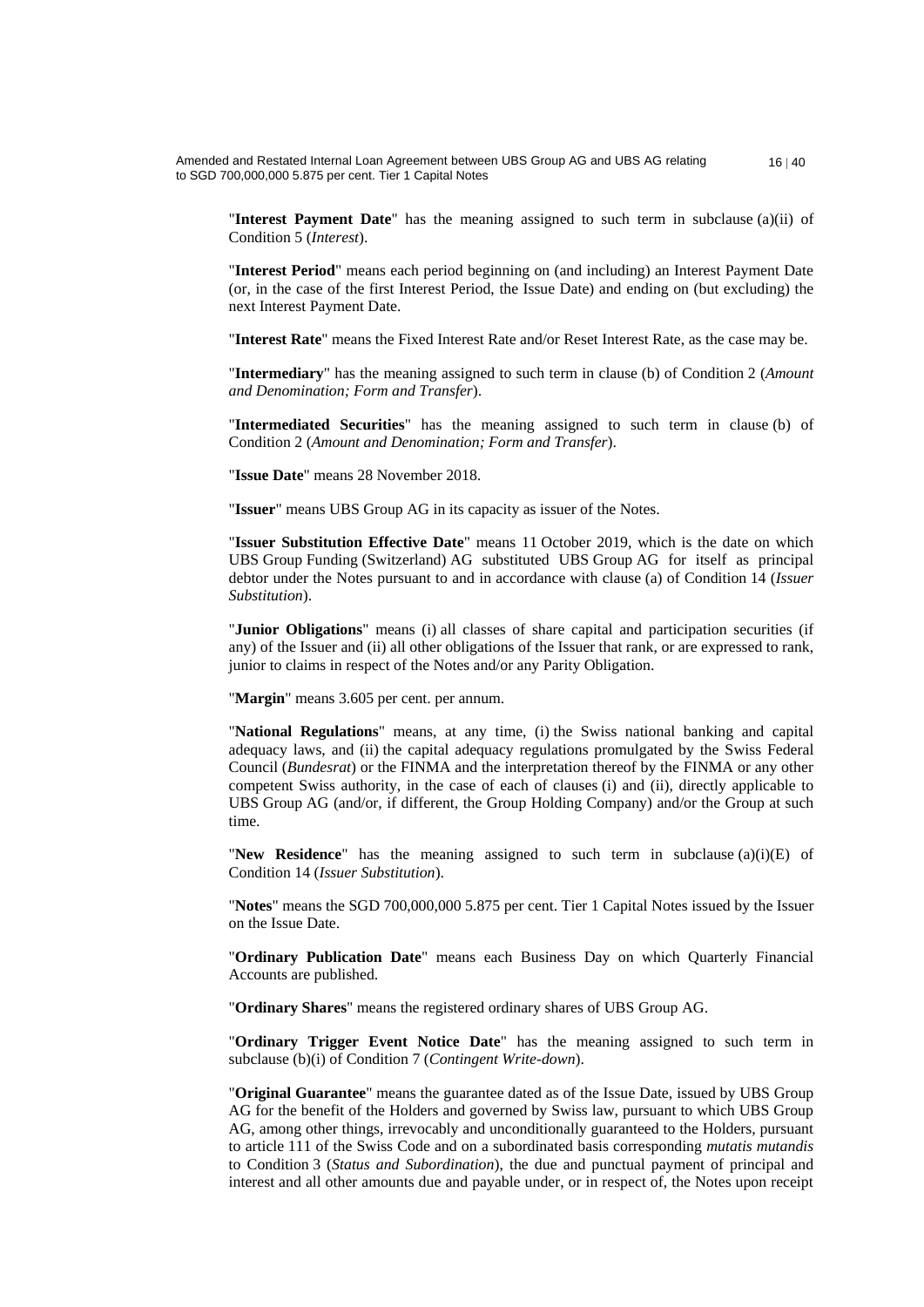"**Interest Payment Date**" has the meaning assigned to such term in subclause (a)(ii) of Condition 5 (*Interest*).

"**Interest Period**" means each period beginning on (and including) an Interest Payment Date (or, in the case of the first Interest Period, the Issue Date) and ending on (but excluding) the next Interest Payment Date.

"**Interest Rate**" means the Fixed Interest Rate and/or Reset Interest Rate, as the case may be.

"**Intermediary**" has the meaning assigned to such term in clause (b) of Condition 2 (*Amount and Denomination; Form and Transfer*).

"**Intermediated Securities**" has the meaning assigned to such term in clause (b) of Condition 2 (*Amount and Denomination; Form and Transfer*).

"**Issue Date**" means 28 November 2018.

"**Issuer**" means UBS Group AG in its capacity as issuer of the Notes.

"**Issuer Substitution Effective Date**" means 11 October 2019, which is the date on which UBS Group Funding (Switzerland) AG substituted UBS Group AG for itself as principal debtor under the Notes pursuant to and in accordance with clause (a) of Condition 14 (*Issuer Substitution*).

"**Junior Obligations**" means (i) all classes of share capital and participation securities (if any) of the Issuer and (ii) all other obligations of the Issuer that rank, or are expressed to rank, junior to claims in respect of the Notes and/or any Parity Obligation.

"**Margin**" means 3.605 per cent. per annum.

"**National Regulations**" means, at any time, (i) the Swiss national banking and capital adequacy laws, and (ii) the capital adequacy regulations promulgated by the Swiss Federal Council (*Bundesrat*) or the FINMA and the interpretation thereof by the FINMA or any other competent Swiss authority, in the case of each of clauses (i) and (ii), directly applicable to UBS Group AG (and/or, if different, the Group Holding Company) and/or the Group at such time.

"**New Residence**" has the meaning assigned to such term in subclause (a)(i)(E) of Condition 14 (*Issuer Substitution*).

"**Notes**" means the SGD 700,000,000 5.875 per cent. Tier 1 Capital Notes issued by the Issuer on the Issue Date.

"**Ordinary Publication Date**" means each Business Day on which Quarterly Financial Accounts are published.

"**Ordinary Shares**" means the registered ordinary shares of UBS Group AG.

"**Ordinary Trigger Event Notice Date**" has the meaning assigned to such term in subclause (b)(i) of Condition 7 (*Contingent Write-down*).

"**Original Guarantee**" means the guarantee dated as of the Issue Date, issued by UBS Group AG for the benefit of the Holders and governed by Swiss law, pursuant to which UBS Group AG, among other things, irrevocably and unconditionally guaranteed to the Holders, pursuant to article 111 of the Swiss Code and on a subordinated basis corresponding *mutatis mutandis* to Condition 3 (*Status and Subordination*), the due and punctual payment of principal and interest and all other amounts due and payable under, or in respect of, the Notes upon receipt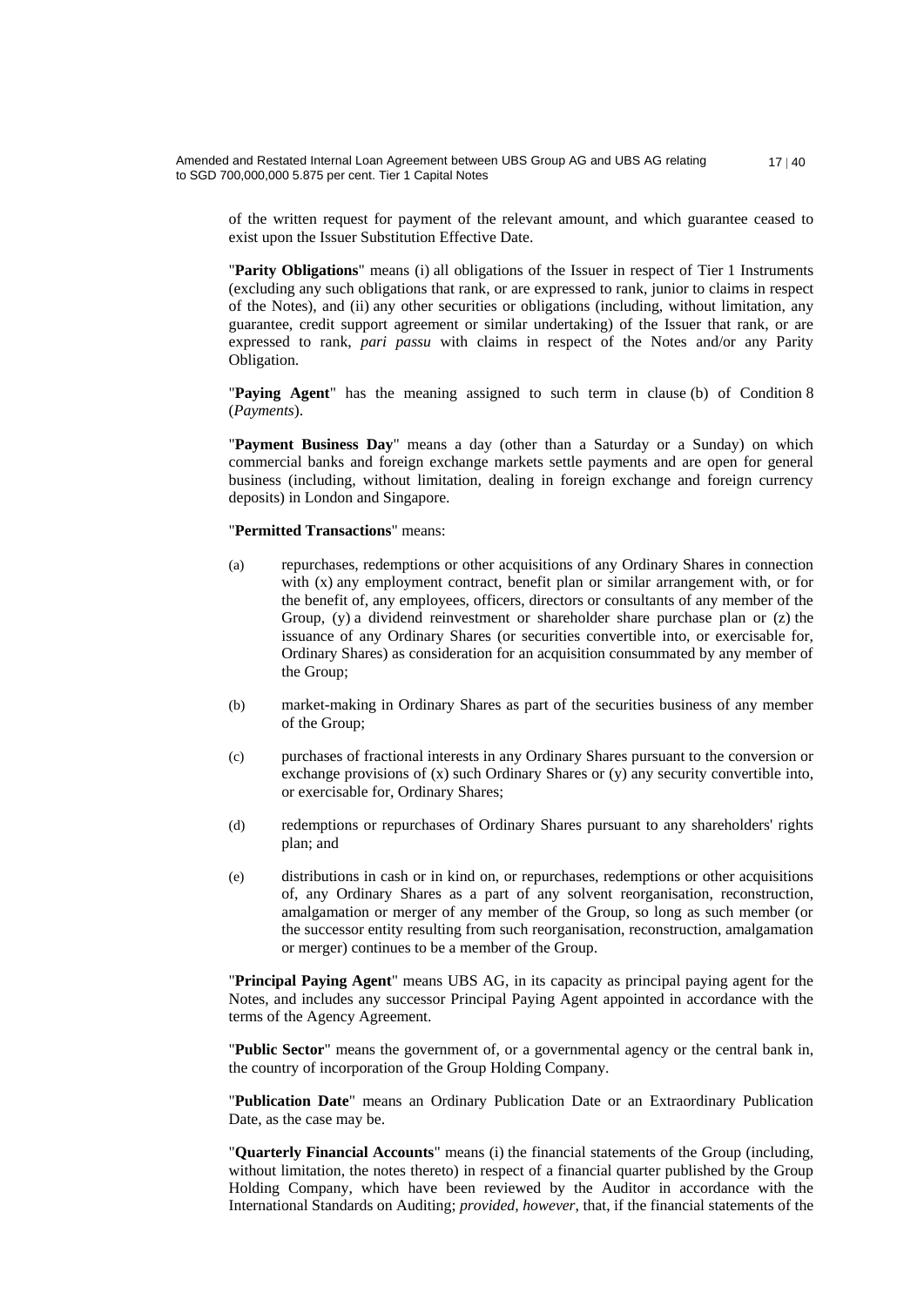of the written request for payment of the relevant amount, and which guarantee ceased to exist upon the Issuer Substitution Effective Date.

"**Parity Obligations**" means (i) all obligations of the Issuer in respect of Tier 1 Instruments (excluding any such obligations that rank, or are expressed to rank, junior to claims in respect of the Notes), and (ii) any other securities or obligations (including, without limitation, any guarantee, credit support agreement or similar undertaking) of the Issuer that rank, or are expressed to rank, *pari passu* with claims in respect of the Notes and/or any Parity Obligation.

"**Paying Agent**" has the meaning assigned to such term in clause (b) of Condition 8 (*Payments*).

"**Payment Business Day**" means a day (other than a Saturday or a Sunday) on which commercial banks and foreign exchange markets settle payments and are open for general business (including, without limitation, dealing in foreign exchange and foreign currency deposits) in London and Singapore.

"**Permitted Transactions**" means:

(a) repurchases, redemptions or other acquisitions of any Ordinary Shares in connection with (x) any employment contract, benefit plan or similar arrangement with, or for the benefit of, any employees, officers, directors or consultants of any member of the Group, (y) a dividend reinvestment or shareholder share purchase plan or (z) the issuance of any Ordinary Shares (or securities convertible into, or exercisable for, Ordinary Shares) as consideration for an acquisition consummated by any member of the Group;

(b) market-making in Ordinary Shares as part of the securities business of any member of the Group;

(c) purchases of fractional interests in any Ordinary Shares pursuant to the conversion or exchange provisions of (x) such Ordinary Shares or (y) any security convertible into, or exercisable for, Ordinary Shares;

(d) redemptions or repurchases of Ordinary Shares pursuant to any shareholders' rights plan; and

(e) distributions in cash or in kind on, or repurchases, redemptions or other acquisitions of, any Ordinary Shares as a part of any solvent reorganisation, reconstruction, amalgamation or merger of any member of the Group, so long as such member (or the successor entity resulting from such reorganisation, reconstruction, amalgamation or merger) continues to be a member of the Group.

"**Principal Paying Agent**" means UBS AG, in its capacity as principal paying agent for the Notes, and includes any successor Principal Paying Agent appointed in accordance with the terms of the Agency Agreement.

"**Public Sector**" means the government of, or a governmental agency or the central bank in, the country of incorporation of the Group Holding Company.

"**Publication Date**" means an Ordinary Publication Date or an Extraordinary Publication Date, as the case may be.

"**Quarterly Financial Accounts**" means (i) the financial statements of the Group (including, without limitation, the notes thereto) in respect of a financial quarter published by the Group Holding Company, which have been reviewed by the Auditor in accordance with the International Standards on Auditing; *provided, however*, that, if the financial statements of the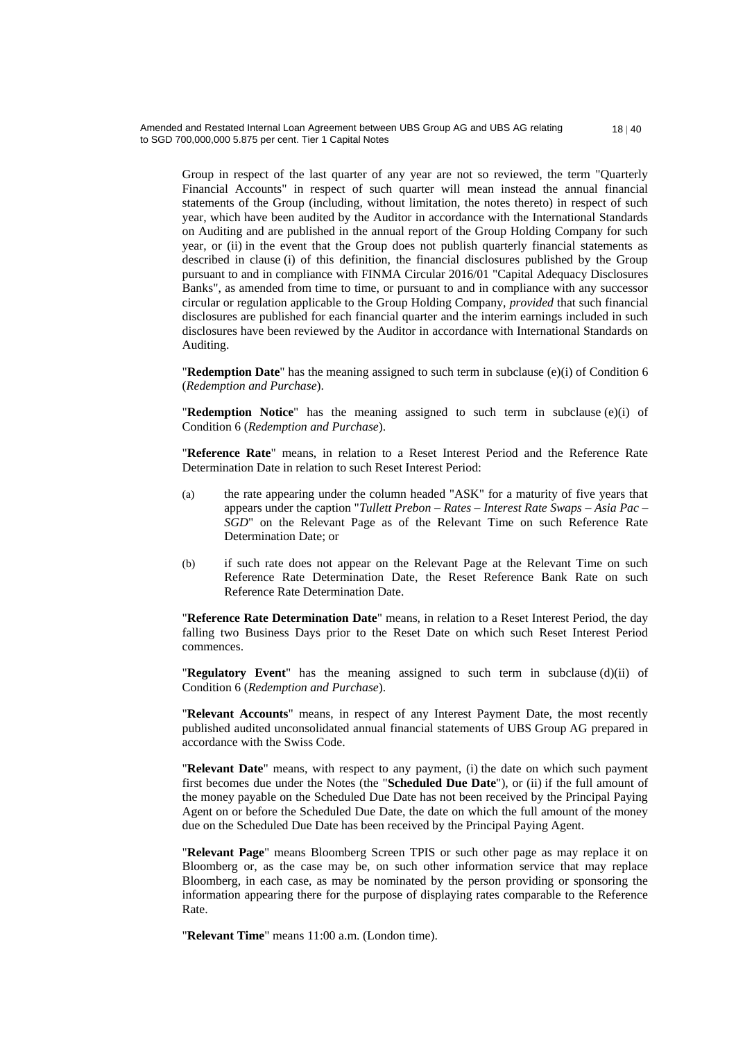Group in respect of the last quarter of any year are not so reviewed, the term "Quarterly Financial Accounts" in respect of such quarter will mean instead the annual financial statements of the Group (including, without limitation, the notes thereto) in respect of such year, which have been audited by the Auditor in accordance with the International Standards on Auditing and are published in the annual report of the Group Holding Company for such year, or (ii) in the event that the Group does not publish quarterly financial statements as described in clause (i) of this definition, the financial disclosures published by the Group pursuant to and in compliance with FINMA Circular 2016/01 "Capital Adequacy Disclosures Banks", as amended from time to time, or pursuant to and in compliance with any successor circular or regulation applicable to the Group Holding Company, *provided* that such financial disclosures are published for each financial quarter and the interim earnings included in such disclosures have been reviewed by the Auditor in accordance with International Standards on Auditing.

"**Redemption Date**" has the meaning assigned to such term in subclause (e)(i) of Condition 6 (*Redemption and Purchase*).

"**Redemption Notice**" has the meaning assigned to such term in subclause (e)(i) of Condition 6 (*Redemption and Purchase*).

"**Reference Rate**" means, in relation to a Reset Interest Period and the Reference Rate Determination Date in relation to such Reset Interest Period:

(a) the rate appearing under the column headed "ASK" for a maturity of five years that appears under the caption "*Tullett Prebon – Rates – Interest Rate Swaps – Asia Pac – SGD*" on the Relevant Page as of the Relevant Time on such Reference Rate Determination Date; or

(b) if such rate does not appear on the Relevant Page at the Relevant Time on such Reference Rate Determination Date, the Reset Reference Bank Rate on such Reference Rate Determination Date.

"**Reference Rate Determination Date**" means, in relation to a Reset Interest Period, the day falling two Business Days prior to the Reset Date on which such Reset Interest Period commences.

"**Regulatory Event**" has the meaning assigned to such term in subclause (d)(ii) of Condition 6 (*Redemption and Purchase*).

"**Relevant Accounts**" means, in respect of any Interest Payment Date, the most recently published audited unconsolidated annual financial statements of UBS Group AG prepared in accordance with the Swiss Code.

"**Relevant Date**" means, with respect to any payment, (i) the date on which such payment first becomes due under the Notes (the "**Scheduled Due Date**"), or (ii) if the full amount of the money payable on the Scheduled Due Date has not been received by the Principal Paying Agent on or before the Scheduled Due Date, the date on which the full amount of the money due on the Scheduled Due Date has been received by the Principal Paying Agent.

"**Relevant Page**" means Bloomberg Screen TPIS or such other page as may replace it on Bloomberg or, as the case may be, on such other information service that may replace Bloomberg, in each case, as may be nominated by the person providing or sponsoring the information appearing there for the purpose of displaying rates comparable to the Reference Rate.

"**Relevant Time**" means 11:00 a.m. (London time).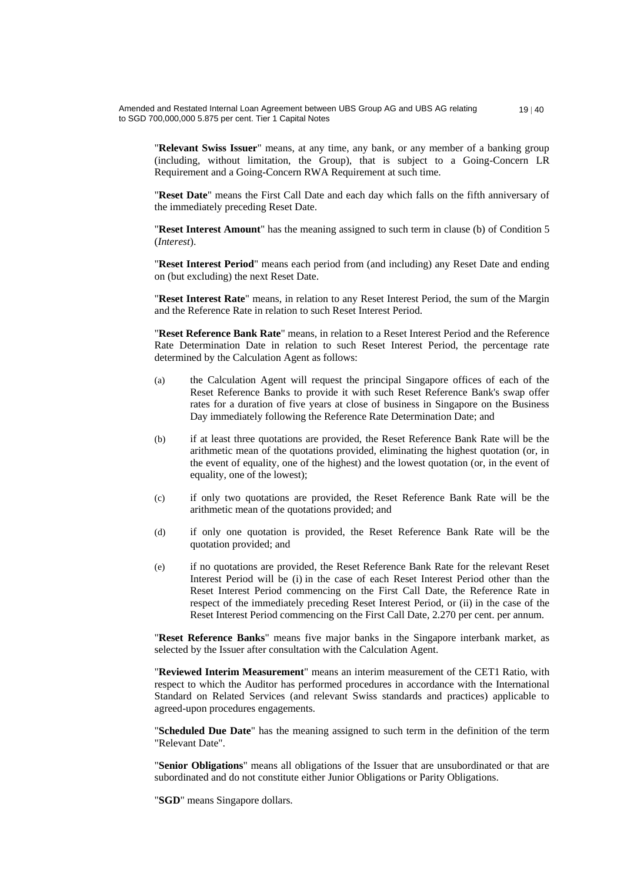"**Relevant Swiss Issuer**" means, at any time, any bank, or any member of a banking group (including, without limitation, the Group), that is subject to a Going-Concern LR Requirement and a Going-Concern RWA Requirement at such time.

"**Reset Date**" means the First Call Date and each day which falls on the fifth anniversary of the immediately preceding Reset Date.

"**Reset Interest Amount**" has the meaning assigned to such term in clause (b) of Condition 5 (*Interest*).

"**Reset Interest Period**" means each period from (and including) any Reset Date and ending on (but excluding) the next Reset Date.

"**Reset Interest Rate**" means, in relation to any Reset Interest Period, the sum of the Margin and the Reference Rate in relation to such Reset Interest Period.

"**Reset Reference Bank Rate**" means, in relation to a Reset Interest Period and the Reference Rate Determination Date in relation to such Reset Interest Period, the percentage rate determined by the Calculation Agent as follows:

(a) the Calculation Agent will request the principal Singapore offices of each of the Reset Reference Banks to provide it with such Reset Reference Bank's swap offer rates for a duration of five years at close of business in Singapore on the Business Day immediately following the Reference Rate Determination Date; and

(b) if at least three quotations are provided, the Reset Reference Bank Rate will be the arithmetic mean of the quotations provided, eliminating the highest quotation (or, in the event of equality, one of the highest) and the lowest quotation (or, in the event of equality, one of the lowest);

(c) if only two quotations are provided, the Reset Reference Bank Rate will be the arithmetic mean of the quotations provided; and

(d) if only one quotation is provided, the Reset Reference Bank Rate will be the quotation provided; and

(e) if no quotations are provided, the Reset Reference Bank Rate for the relevant Reset Interest Period will be (i) in the case of each Reset Interest Period other than the Reset Interest Period commencing on the First Call Date, the Reference Rate in respect of the immediately preceding Reset Interest Period, or (ii) in the case of the Reset Interest Period commencing on the First Call Date, 2.270 per cent. per annum.

"**Reset Reference Banks**" means five major banks in the Singapore interbank market, as selected by the Issuer after consultation with the Calculation Agent.

"**Reviewed Interim Measurement**" means an interim measurement of the CET1 Ratio, with respect to which the Auditor has performed procedures in accordance with the International Standard on Related Services (and relevant Swiss standards and practices) applicable to agreed-upon procedures engagements.

"**Scheduled Due Date**" has the meaning assigned to such term in the definition of the term "Relevant Date".

"**Senior Obligations**" means all obligations of the Issuer that are unsubordinated or that are subordinated and do not constitute either Junior Obligations or Parity Obligations.

"**SGD**" means Singapore dollars.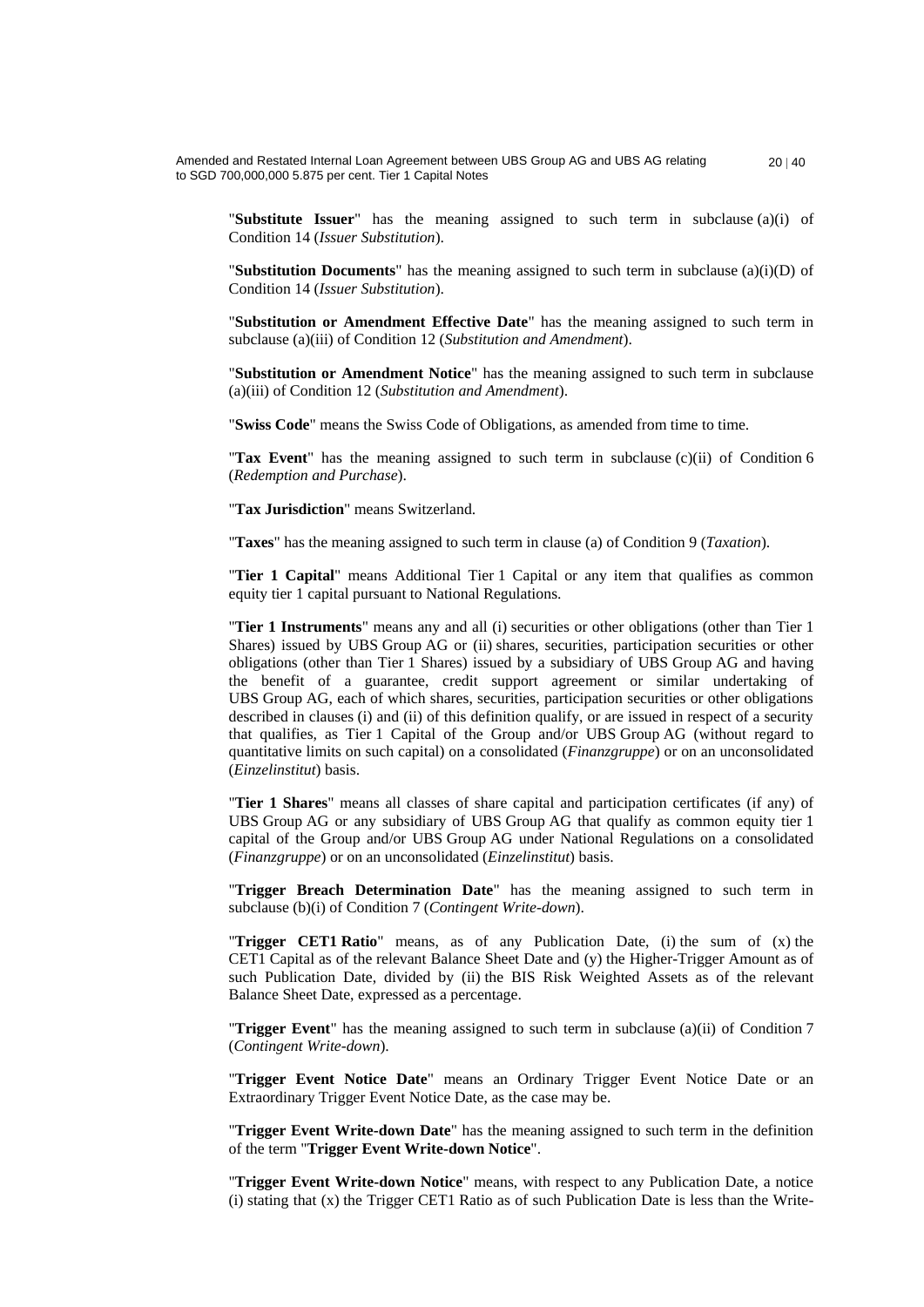"**Substitute Issuer**" has the meaning assigned to such term in subclause (a)(i) of Condition 14 (*Issuer Substitution*).

"**Substitution Documents**" has the meaning assigned to such term in subclause (a)(i)(D) of Condition 14 (*Issuer Substitution*).

"**Substitution or Amendment Effective Date**" has the meaning assigned to such term in subclause (a)(iii) of Condition 12 (*Substitution and Amendment*).

"**Substitution or Amendment Notice**" has the meaning assigned to such term in subclause (a)(iii) of Condition 12 (*Substitution and Amendment*).

"**Swiss Code**" means the Swiss Code of Obligations, as amended from time to time.

"**Tax Event**" has the meaning assigned to such term in subclause (c)(ii) of Condition 6 (*Redemption and Purchase*).

"**Tax Jurisdiction**" means Switzerland.

"**Taxes**" has the meaning assigned to such term in clause (a) of Condition 9 (*Taxation*).

"**Tier 1 Capital**" means Additional Tier 1 Capital or any item that qualifies as common equity tier 1 capital pursuant to National Regulations.

"**Tier 1 Instruments**" means any and all (i) securities or other obligations (other than Tier 1 Shares) issued by UBS Group AG or (ii) shares, securities, participation securities or other obligations (other than Tier 1 Shares) issued by a subsidiary of UBS Group AG and having the benefit of a guarantee, credit support agreement or similar undertaking of UBS Group AG, each of which shares, securities, participation securities or other obligations described in clauses (i) and (ii) of this definition qualify, or are issued in respect of a security that qualifies, as Tier 1 Capital of the Group and/or UBS Group AG (without regard to quantitative limits on such capital) on a consolidated (*Finanzgruppe*) or on an unconsolidated (*Einzelinstitut*) basis.

"**Tier 1 Shares**" means all classes of share capital and participation certificates (if any) of UBS Group AG or any subsidiary of UBS Group AG that qualify as common equity tier 1 capital of the Group and/or UBS Group AG under National Regulations on a consolidated (*Finanzgruppe*) or on an unconsolidated (*Einzelinstitut*) basis.

"**Trigger Breach Determination Date**" has the meaning assigned to such term in subclause (b)(i) of Condition 7 (*Contingent Write-down*).

"**Trigger CET1 Ratio**" means, as of any Publication Date, (i) the sum of (x) the CET1 Capital as of the relevant Balance Sheet Date and (y) the Higher-Trigger Amount as of such Publication Date, divided by (ii) the BIS Risk Weighted Assets as of the relevant Balance Sheet Date, expressed as a percentage.

"**Trigger Event**" has the meaning assigned to such term in subclause (a)(ii) of Condition 7 (*Contingent Write-down*).

"**Trigger Event Notice Date**" means an Ordinary Trigger Event Notice Date or an Extraordinary Trigger Event Notice Date, as the case may be.

"**Trigger Event Write-down Date**" has the meaning assigned to such term in the definition of the term "**Trigger Event Write-down Notice**".

"**Trigger Event Write-down Notice**" means, with respect to any Publication Date, a notice (i) stating that (x) the Trigger CET1 Ratio as of such Publication Date is less than the Write-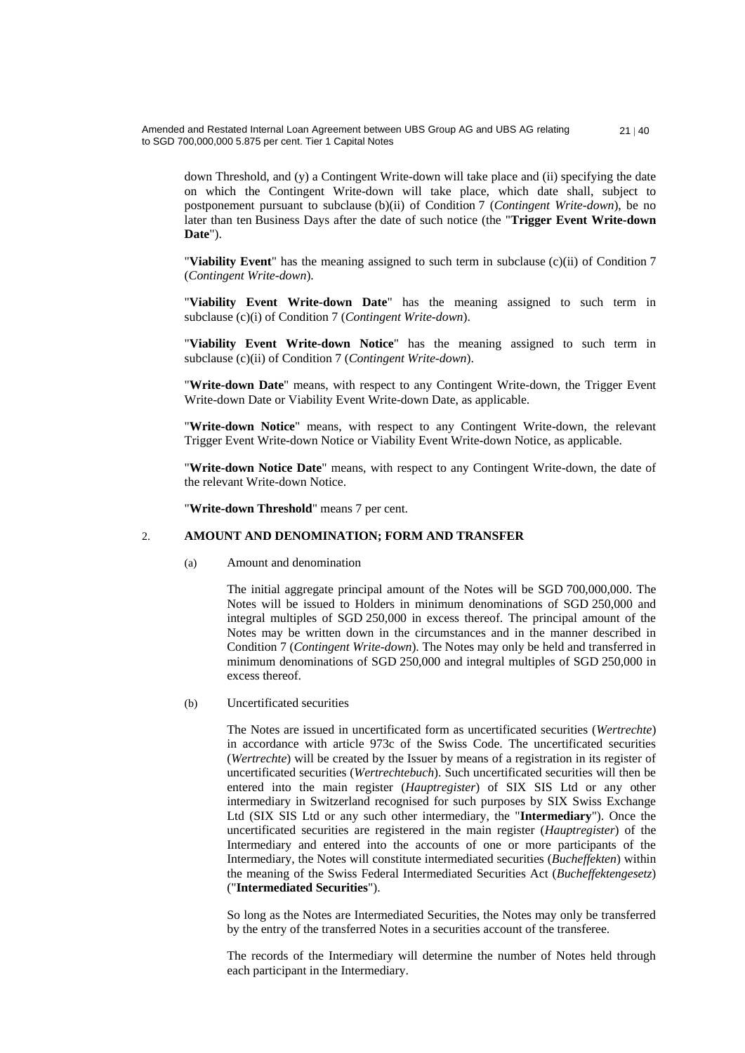down Threshold, and (y) a Contingent Write-down will take place and (ii) specifying the date on which the Contingent Write-down will take place, which date shall, subject to postponement pursuant to subclause (b)(ii) of Condition 7 (*Contingent Write-down*), be no later than ten Business Days after the date of such notice (the "**Trigger Event Write-down Date**").

"**Viability Event**" has the meaning assigned to such term in subclause (c)(ii) of Condition 7 (*Contingent Write-down*).

"**Viability Event Write-down Date**" has the meaning assigned to such term in subclause (c)(i) of Condition 7 (*Contingent Write-down*).

"**Viability Event Write-down Notice**" has the meaning assigned to such term in subclause (c)(ii) of Condition 7 (*Contingent Write-down*).

"**Write-down Date**" means, with respect to any Contingent Write-down, the Trigger Event Write-down Date or Viability Event Write-down Date, as applicable.

"**Write-down Notice**" means, with respect to any Contingent Write-down, the relevant Trigger Event Write-down Notice or Viability Event Write-down Notice, as applicable.

"**Write-down Notice Date**" means, with respect to any Contingent Write-down, the date of the relevant Write-down Notice.

"**Write-down Threshold**" means 7 per cent.

## 2. AMOUNT AND DENOMINATION; FORM AND TRANSFER

(a) Amount and denomination

The initial aggregate principal amount of the Notes will be SGD 700,000,000. The Notes will be issued to Holders in minimum denominations of SGD 250,000 and integral multiples of SGD 250,000 in excess thereof. The principal amount of the Notes may be written down in the circumstances and in the manner described in Condition 7 (*Contingent Write-down*). The Notes may only be held and transferred in minimum denominations of SGD 250,000 and integral multiples of SGD 250,000 in excess thereof.

(b) Uncertificated securities

The Notes are issued in uncertificated form as uncertificated securities (*Wertrechte*) in accordance with article 973c of the Swiss Code. The uncertificated securities (*Wertrechte*) will be created by the Issuer by means of a registration in its register of uncertificated securities (*Wertrechtebuch*). Such uncertificated securities will then be entered into the main register (*Hauptregister*) of SIX SIS Ltd or any other intermediary in Switzerland recognised for such purposes by SIX Swiss Exchange Ltd (SIX SIS Ltd or any such other intermediary, the "**Intermediary**"). Once the uncertificated securities are registered in the main register (*Hauptregister*) of the Intermediary and entered into the accounts of one or more participants of the Intermediary, the Notes will constitute intermediated securities (*Bucheffekten*) within the meaning of the Swiss Federal Intermediated Securities Act (*Bucheffektengesetz*) ("**Intermediated Securities**").

So long as the Notes are Intermediated Securities, the Notes may only be transferred by the entry of the transferred Notes in a securities account of the transferee.

The records of the Intermediary will determine the number of Notes held through each participant in the Intermediary.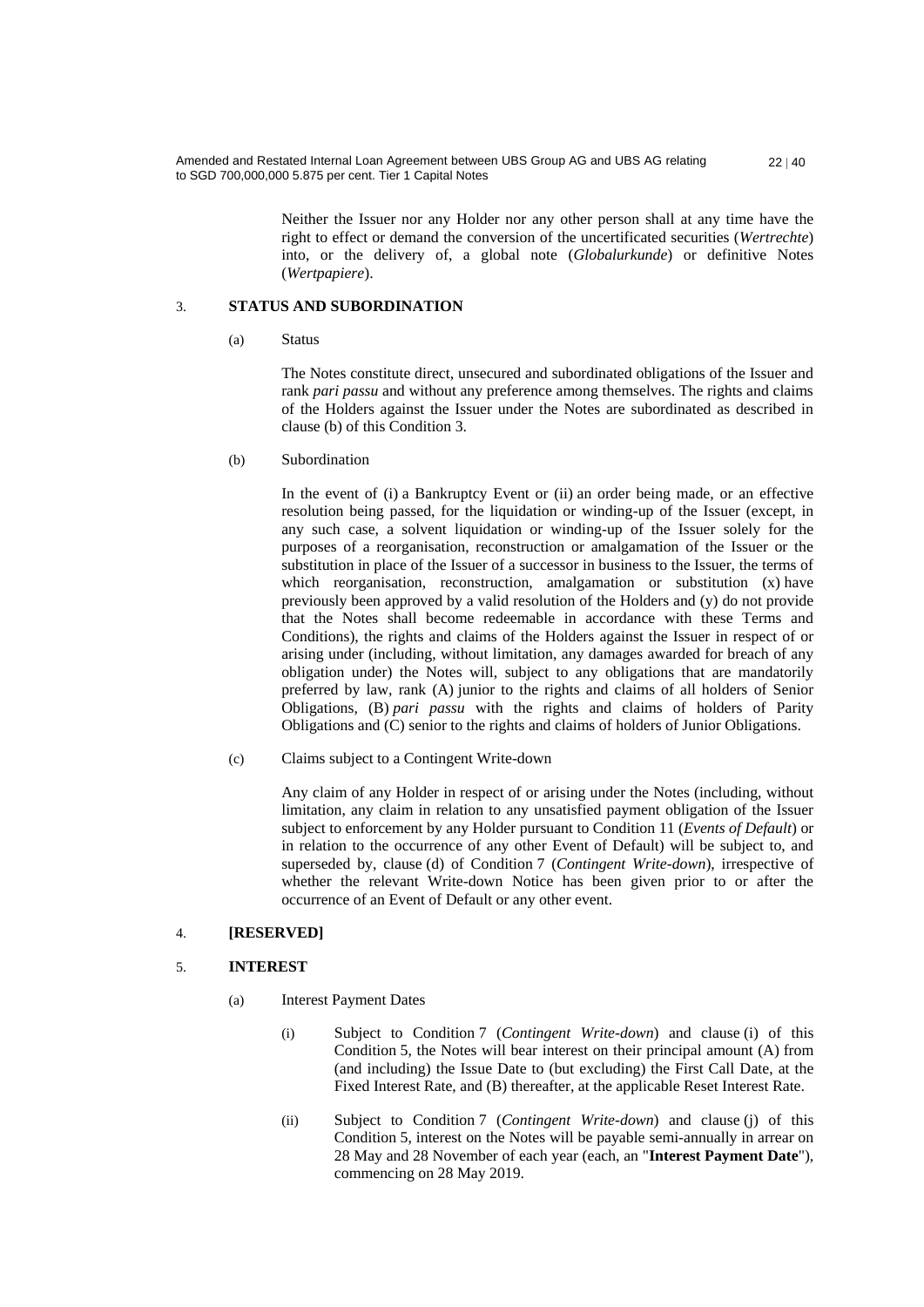Neither the Issuer nor any Holder nor any other person shall at any time have the right to effect or demand the conversion of the uncertificated securities (*Wertrechte*) into, or the delivery of, a global note (*Globalurkunde*) or definitive Notes (*Wertpapiere*).

## 3. STATUS AND SUBORDINATION

(a) Status

The Notes constitute direct, unsecured and subordinated obligations of the Issuer and rank *pari passu* and without any preference among themselves. The rights and claims of the Holders against the Issuer under the Notes are subordinated as described in clause (b) of this Condition 3.

(b) Subordination

In the event of (i) a Bankruptcy Event or (ii) an order being made, or an effective resolution being passed, for the liquidation or winding-up of the Issuer (except, in any such case, a solvent liquidation or winding-up of the Issuer solely for the purposes of a reorganisation, reconstruction or amalgamation of the Issuer or the substitution in place of the Issuer of a successor in business to the Issuer, the terms of which reorganisation, reconstruction, amalgamation or substitution (x) have previously been approved by a valid resolution of the Holders and (y) do not provide that the Notes shall become redeemable in accordance with these Terms and Conditions), the rights and claims of the Holders against the Issuer in respect of or arising under (including, without limitation, any damages awarded for breach of any obligation under) the Notes will, subject to any obligations that are mandatorily preferred by law, rank (A) junior to the rights and claims of all holders of Senior Obligations, (B) *pari passu* with the rights and claims of holders of Parity Obligations and (C) senior to the rights and claims of holders of Junior Obligations.

(c) Claims subject to a Contingent Write-down

Any claim of any Holder in respect of or arising under the Notes (including, without limitation, any claim in relation to any unsatisfied payment obligation of the Issuer subject to enforcement by any Holder pursuant to Condition 11 (*Events of Default*) or in relation to the occurrence of any other Event of Default) will be subject to, and superseded by, clause (d) of Condition 7 (*Contingent Write-down*), irrespective of whether the relevant Write-down Notice has been given prior to or after the occurrence of an Event of Default or any other event.

## 4. [RESERVED]

## 5. INTEREST

(a) Interest Payment Dates

(i) Subject to Condition 7 (*Contingent Write-down*) and clause (i) of this Condition 5, the Notes will bear interest on their principal amount (A) from (and including) the Issue Date to (but excluding) the First Call Date, at the Fixed Interest Rate, and (B) thereafter, at the applicable Reset Interest Rate.

(ii) Subject to Condition 7 (*Contingent Write-down*) and clause (j) of this Condition 5, interest on the Notes will be payable semi-annually in arrear on 28 May and 28 November of each year (each, an "**Interest Payment Date**"), commencing on 28 May 2019.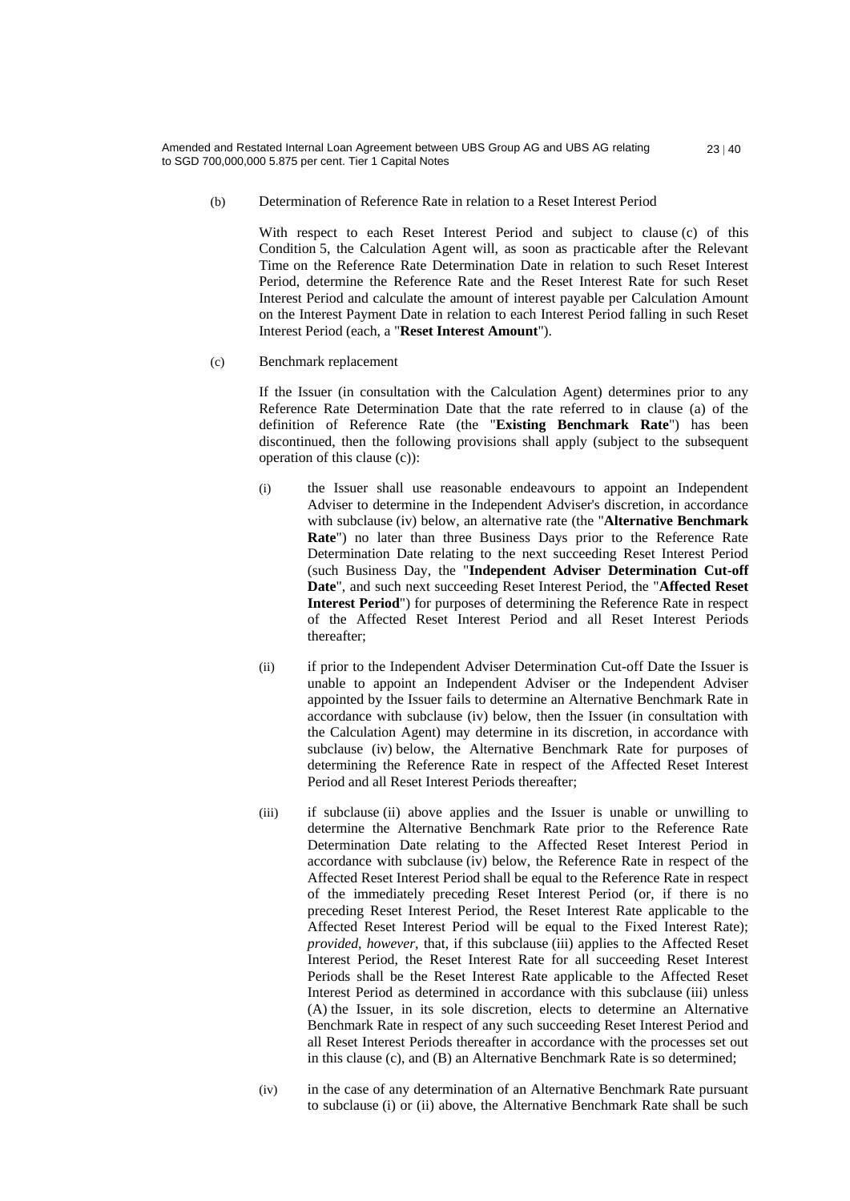(b) Determination of Reference Rate in relation to a Reset Interest Period

With respect to each Reset Interest Period and subject to clause (c) of this Condition 5, the Calculation Agent will, as soon as practicable after the Relevant Time on the Reference Rate Determination Date in relation to such Reset Interest Period, determine the Reference Rate and the Reset Interest Rate for such Reset Interest Period and calculate the amount of interest payable per Calculation Amount on the Interest Payment Date in relation to each Interest Period falling in such Reset Interest Period (each, a "**Reset Interest Amount**").

(c) Benchmark replacement

If the Issuer (in consultation with the Calculation Agent) determines prior to any Reference Rate Determination Date that the rate referred to in clause (a) of the definition of Reference Rate (the "**Existing Benchmark Rate**") has been discontinued, then the following provisions shall apply (subject to the subsequent operation of this clause (c)):

(i) the Issuer shall use reasonable endeavours to appoint an Independent Adviser to determine in the Independent Adviser's discretion, in accordance with subclause (iv) below, an alternative rate (the "**Alternative Benchmark Rate**") no later than three Business Days prior to the Reference Rate Determination Date relating to the next succeeding Reset Interest Period (such Business Day, the "**Independent Adviser Determination Cut-off Date**", and such next succeeding Reset Interest Period, the "**Affected Reset Interest Period**") for purposes of determining the Reference Rate in respect of the Affected Reset Interest Period and all Reset Interest Periods thereafter;

(ii) if prior to the Independent Adviser Determination Cut-off Date the Issuer is unable to appoint an Independent Adviser or the Independent Adviser appointed by the Issuer fails to determine an Alternative Benchmark Rate in accordance with subclause (iv) below, then the Issuer (in consultation with the Calculation Agent) may determine in its discretion, in accordance with subclause (iv) below, the Alternative Benchmark Rate for purposes of determining the Reference Rate in respect of the Affected Reset Interest Period and all Reset Interest Periods thereafter;

(iii) if subclause (ii) above applies and the Issuer is unable or unwilling to determine the Alternative Benchmark Rate prior to the Reference Rate Determination Date relating to the Affected Reset Interest Period in accordance with subclause (iv) below, the Reference Rate in respect of the Affected Reset Interest Period shall be equal to the Reference Rate in respect of the immediately preceding Reset Interest Period (or, if there is no preceding Reset Interest Period, the Reset Interest Rate applicable to the Affected Reset Interest Period will be equal to the Fixed Interest Rate); *provided, however,* that, if this subclause (iii) applies to the Affected Reset Interest Period, the Reset Interest Rate for all succeeding Reset Interest Periods shall be the Reset Interest Rate applicable to the Affected Reset Interest Period as determined in accordance with this subclause (iii) unless (A) the Issuer, in its sole discretion, elects to determine an Alternative Benchmark Rate in respect of any such succeeding Reset Interest Period and all Reset Interest Periods thereafter in accordance with the processes set out in this clause (c), and (B) an Alternative Benchmark Rate is so determined;

(iv) in the case of any determination of an Alternative Benchmark Rate pursuant to subclause (i) or (ii) above, the Alternative Benchmark Rate shall be such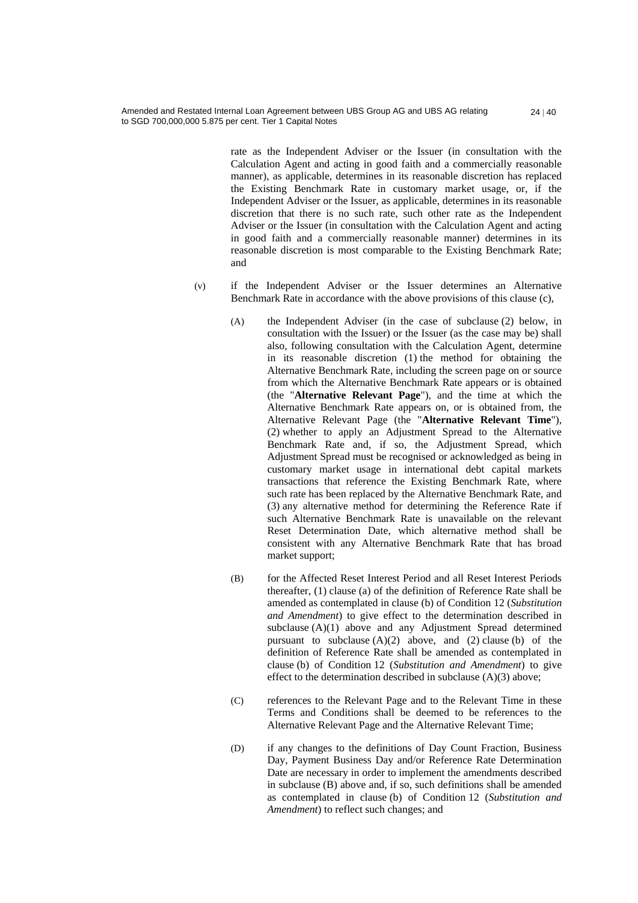rate as the Independent Adviser or the Issuer (in consultation with the Calculation Agent and acting in good faith and a commercially reasonable manner), as applicable, determines in its reasonable discretion has replaced the Existing Benchmark Rate in customary market usage, or, if the Independent Adviser or the Issuer, as applicable, determines in its reasonable discretion that there is no such rate, such other rate as the Independent Adviser or the Issuer (in consultation with the Calculation Agent and acting in good faith and a commercially reasonable manner) determines in its reasonable discretion is most comparable to the Existing Benchmark Rate; and

(v) if the Independent Adviser or the Issuer determines an Alternative Benchmark Rate in accordance with the above provisions of this clause (c),

(A) the Independent Adviser (in the case of subclause (2) below, in consultation with the Issuer) or the Issuer (as the case may be) shall also, following consultation with the Calculation Agent, determine in its reasonable discretion (1) the method for obtaining the Alternative Benchmark Rate, including the screen page on or source from which the Alternative Benchmark Rate appears or is obtained (the "**Alternative Relevant Page**"), and the time at which the Alternative Benchmark Rate appears on, or is obtained from, the Alternative Relevant Page (the "**Alternative Relevant Time**"), (2) whether to apply an Adjustment Spread to the Alternative Benchmark Rate and, if so, the Adjustment Spread, which Adjustment Spread must be recognised or acknowledged as being in customary market usage in international debt capital markets transactions that reference the Existing Benchmark Rate, where such rate has been replaced by the Alternative Benchmark Rate, and (3) any alternative method for determining the Reference Rate if such Alternative Benchmark Rate is unavailable on the relevant Reset Determination Date, which alternative method shall be consistent with any Alternative Benchmark Rate that has broad market support;

(B) for the Affected Reset Interest Period and all Reset Interest Periods thereafter, (1) clause (a) of the definition of Reference Rate shall be amended as contemplated in clause (b) of Condition 12 (*Substitution and Amendment*) to give effect to the determination described in subclause (A)(1) above and any Adjustment Spread determined pursuant to subclause (A)(2) above, and (2) clause (b) of the definition of Reference Rate shall be amended as contemplated in clause (b) of Condition 12 (*Substitution and Amendment*) to give effect to the determination described in subclause (A)(3) above;

(C) references to the Relevant Page and to the Relevant Time in these Terms and Conditions shall be deemed to be references to the Alternative Relevant Page and the Alternative Relevant Time;

(D) if any changes to the definitions of Day Count Fraction, Business Day, Payment Business Day and/or Reference Rate Determination Date are necessary in order to implement the amendments described in subclause (B) above and, if so, such definitions shall be amended as contemplated in clause (b) of Condition 12 (*Substitution and Amendment*) to reflect such changes; and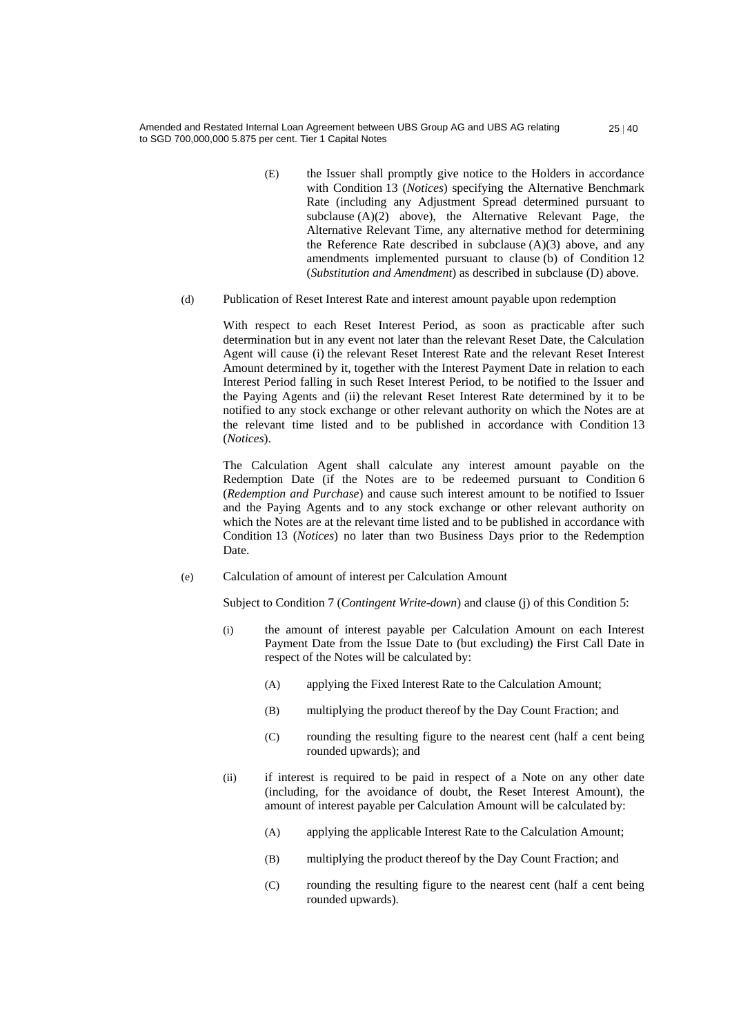(E) the Issuer shall promptly give notice to the Holders in accordance with Condition 13 (*Notices*) specifying the Alternative Benchmark Rate (including any Adjustment Spread determined pursuant to subclause (A)(2) above), the Alternative Relevant Page, the Alternative Relevant Time, any alternative method for determining the Reference Rate described in subclause (A)(3) above, and any amendments implemented pursuant to clause (b) of Condition 12 (*Substitution and Amendment*) as described in subclause (D) above.

(d) Publication of Reset Interest Rate and interest amount payable upon redemption

With respect to each Reset Interest Period, as soon as practicable after such determination but in any event not later than the relevant Reset Date, the Calculation Agent will cause (i) the relevant Reset Interest Rate and the relevant Reset Interest Amount determined by it, together with the Interest Payment Date in relation to each Interest Period falling in such Reset Interest Period, to be notified to the Issuer and the Paying Agents and (ii) the relevant Reset Interest Rate determined by it to be notified to any stock exchange or other relevant authority on which the Notes are at the relevant time listed and to be published in accordance with Condition 13 (*Notices*).

The Calculation Agent shall calculate any interest amount payable on the Redemption Date (if the Notes are to be redeemed pursuant to Condition 6 (*Redemption and Purchase*) and cause such interest amount to be notified to Issuer and the Paying Agents and to any stock exchange or other relevant authority on which the Notes are at the relevant time listed and to be published in accordance with Condition 13 (*Notices*) no later than two Business Days prior to the Redemption Date.

(e) Calculation of amount of interest per Calculation Amount

Subject to Condition 7 (*Contingent Write-down*) and clause (j) of this Condition 5:

(i) the amount of interest payable per Calculation Amount on each Interest Payment Date from the Issue Date to (but excluding) the First Call Date in respect of the Notes will be calculated by:

(A) applying the Fixed Interest Rate to the Calculation Amount;

(B) multiplying the product thereof by the Day Count Fraction; and

(C) rounding the resulting figure to the nearest cent (half a cent being rounded upwards); and

(ii) if interest is required to be paid in respect of a Note on any other date (including, for the avoidance of doubt, the Reset Interest Amount), the amount of interest payable per Calculation Amount will be calculated by:

(A) applying the applicable Interest Rate to the Calculation Amount;

(B) multiplying the product thereof by the Day Count Fraction; and

(C) rounding the resulting figure to the nearest cent (half a cent being rounded upwards).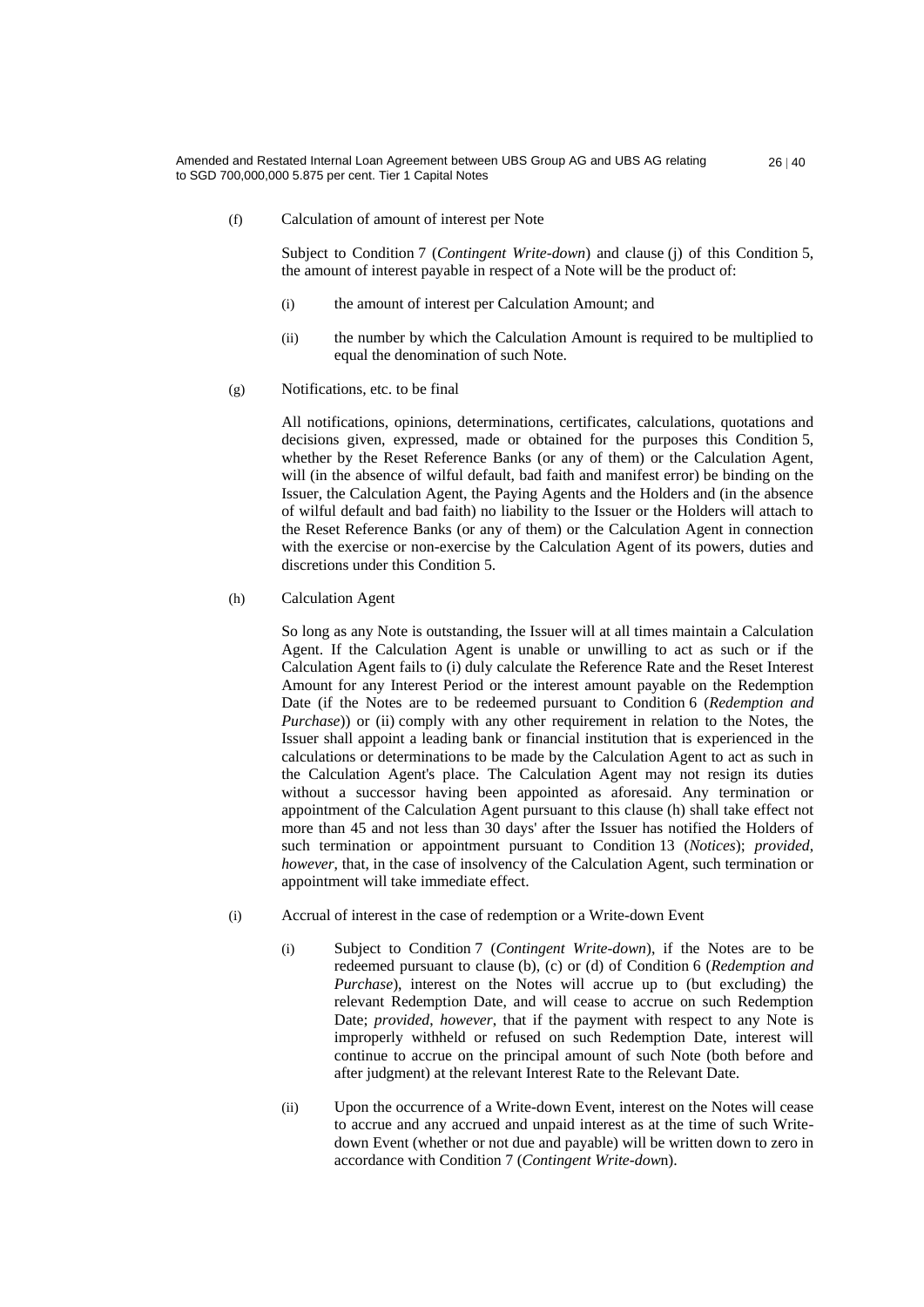(f) Calculation of amount of interest per Note

Subject to Condition 7 (*Contingent Write-down*) and clause (j) of this Condition 5, the amount of interest payable in respect of a Note will be the product of:

(i) the amount of interest per Calculation Amount; and

(ii) the number by which the Calculation Amount is required to be multiplied to equal the denomination of such Note.

(g) Notifications, etc. to be final

All notifications, opinions, determinations, certificates, calculations, quotations and decisions given, expressed, made or obtained for the purposes this Condition 5, whether by the Reset Reference Banks (or any of them) or the Calculation Agent, will (in the absence of wilful default, bad faith and manifest error) be binding on the Issuer, the Calculation Agent, the Paying Agents and the Holders and (in the absence of wilful default and bad faith) no liability to the Issuer or the Holders will attach to the Reset Reference Banks (or any of them) or the Calculation Agent in connection with the exercise or non-exercise by the Calculation Agent of its powers, duties and discretions under this Condition 5.

(h) Calculation Agent

So long as any Note is outstanding, the Issuer will at all times maintain a Calculation Agent. If the Calculation Agent is unable or unwilling to act as such or if the Calculation Agent fails to (i) duly calculate the Reference Rate and the Reset Interest Amount for any Interest Period or the interest amount payable on the Redemption Date (if the Notes are to be redeemed pursuant to Condition 6 (*Redemption and Purchase*)) or (ii) comply with any other requirement in relation to the Notes, the Issuer shall appoint a leading bank or financial institution that is experienced in the calculations or determinations to be made by the Calculation Agent to act as such in the Calculation Agent's place. The Calculation Agent may not resign its duties without a successor having been appointed as aforesaid. Any termination or appointment of the Calculation Agent pursuant to this clause (h) shall take effect not more than 45 and not less than 30 days' after the Issuer has notified the Holders of such termination or appointment pursuant to Condition 13 (*Notices*); *provided*, *however*, that, in the case of insolvency of the Calculation Agent, such termination or appointment will take immediate effect.

(i) Accrual of interest in the case of redemption or a Write-down Event

(i) Subject to Condition 7 (*Contingent Write-down*), if the Notes are to be redeemed pursuant to clause (b), (c) or (d) of Condition 6 (*Redemption and Purchase*), interest on the Notes will accrue up to (but excluding) the relevant Redemption Date, and will cease to accrue on such Redemption Date; *provided*, *however*, that if the payment with respect to any Note is improperly withheld or refused on such Redemption Date, interest will continue to accrue on the principal amount of such Note (both before and after judgment) at the relevant Interest Rate to the Relevant Date.

(ii) Upon the occurrence of a Write-down Event, interest on the Notes will cease to accrue and any accrued and unpaid interest as at the time of such Write-down Event (whether or not due and payable) will be written down to zero in accordance with Condition 7 (*Contingent Write-down*).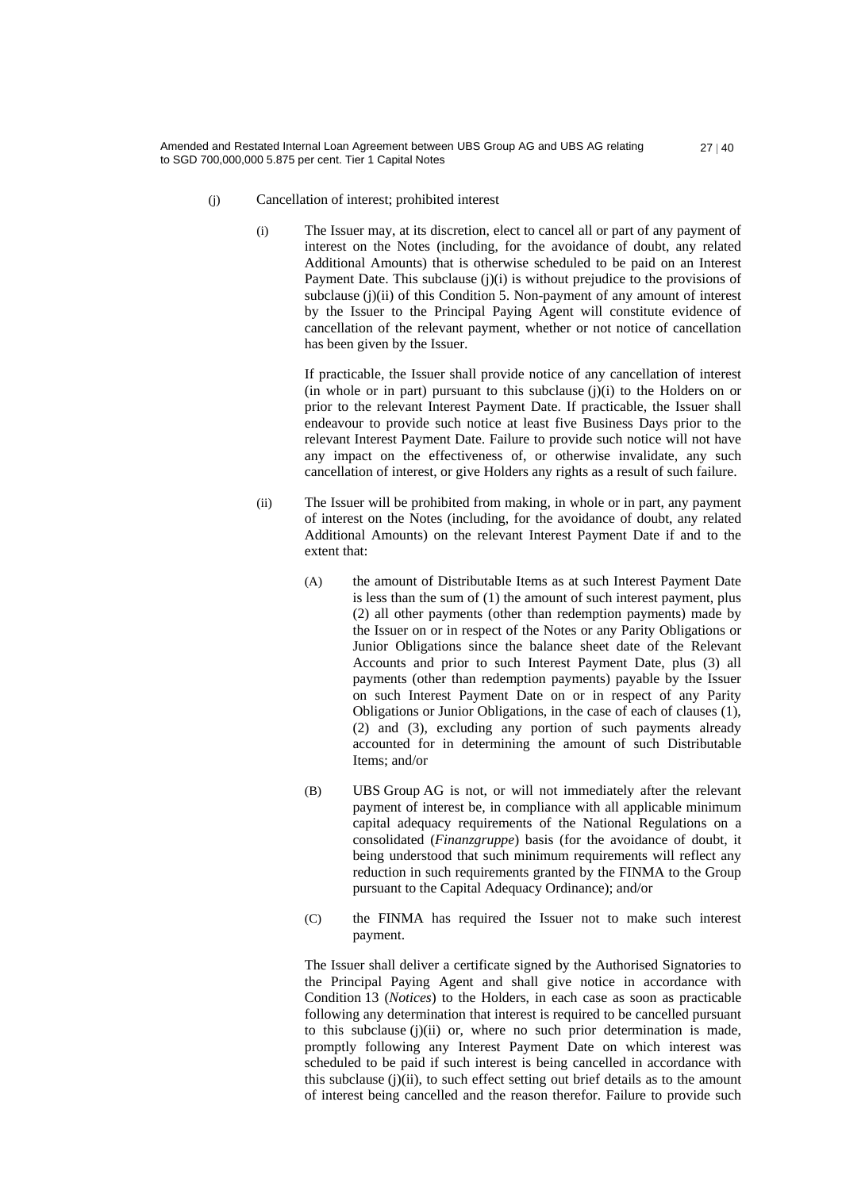(j) Cancellation of interest; prohibited interest

(i) The Issuer may, at its discretion, elect to cancel all or part of any payment of interest on the Notes (including, for the avoidance of doubt, any related Additional Amounts) that is otherwise scheduled to be paid on an Interest Payment Date. This subclause (j)(i) is without prejudice to the provisions of subclause (j)(ii) of this Condition 5. Non-payment of any amount of interest by the Issuer to the Principal Paying Agent will constitute evidence of cancellation of the relevant payment, whether or not notice of cancellation has been given by the Issuer.

If practicable, the Issuer shall provide notice of any cancellation of interest (in whole or in part) pursuant to this subclause (j)(i) to the Holders on or prior to the relevant Interest Payment Date. If practicable, the Issuer shall endeavour to provide such notice at least five Business Days prior to the relevant Interest Payment Date. Failure to provide such notice will not have any impact on the effectiveness of, or otherwise invalidate, any such cancellation of interest, or give Holders any rights as a result of such failure.

(ii) The Issuer will be prohibited from making, in whole or in part, any payment of interest on the Notes (including, for the avoidance of doubt, any related Additional Amounts) on the relevant Interest Payment Date if and to the extent that:

(A) the amount of Distributable Items as at such Interest Payment Date is less than the sum of (1) the amount of such interest payment, plus (2) all other payments (other than redemption payments) made by the Issuer on or in respect of the Notes or any Parity Obligations or Junior Obligations since the balance sheet date of the Relevant Accounts and prior to such Interest Payment Date, plus (3) all payments (other than redemption payments) payable by the Issuer on such Interest Payment Date on or in respect of any Parity Obligations or Junior Obligations, in the case of each of clauses (1), (2) and (3), excluding any portion of such payments already accounted for in determining the amount of such Distributable Items; and/or

(B) UBS Group AG is not, or will not immediately after the relevant payment of interest be, in compliance with all applicable minimum capital adequacy requirements of the National Regulations on a consolidated (*Finanzgruppe*) basis (for the avoidance of doubt, it being understood that such minimum requirements will reflect any reduction in such requirements granted by the FINMA to the Group pursuant to the Capital Adequacy Ordinance); and/or

(C) the FINMA has required the Issuer not to make such interest payment.

The Issuer shall deliver a certificate signed by the Authorised Signatories to the Principal Paying Agent and shall give notice in accordance with Condition 13 (*Notices*) to the Holders, in each case as soon as practicable following any determination that interest is required to be cancelled pursuant to this subclause (j)(ii) or, where no such prior determination is made, promptly following any Interest Payment Date on which interest was scheduled to be paid if such interest is being cancelled in accordance with this subclause (j)(ii), to such effect setting out brief details as to the amount of interest being cancelled and the reason therefor. Failure to provide such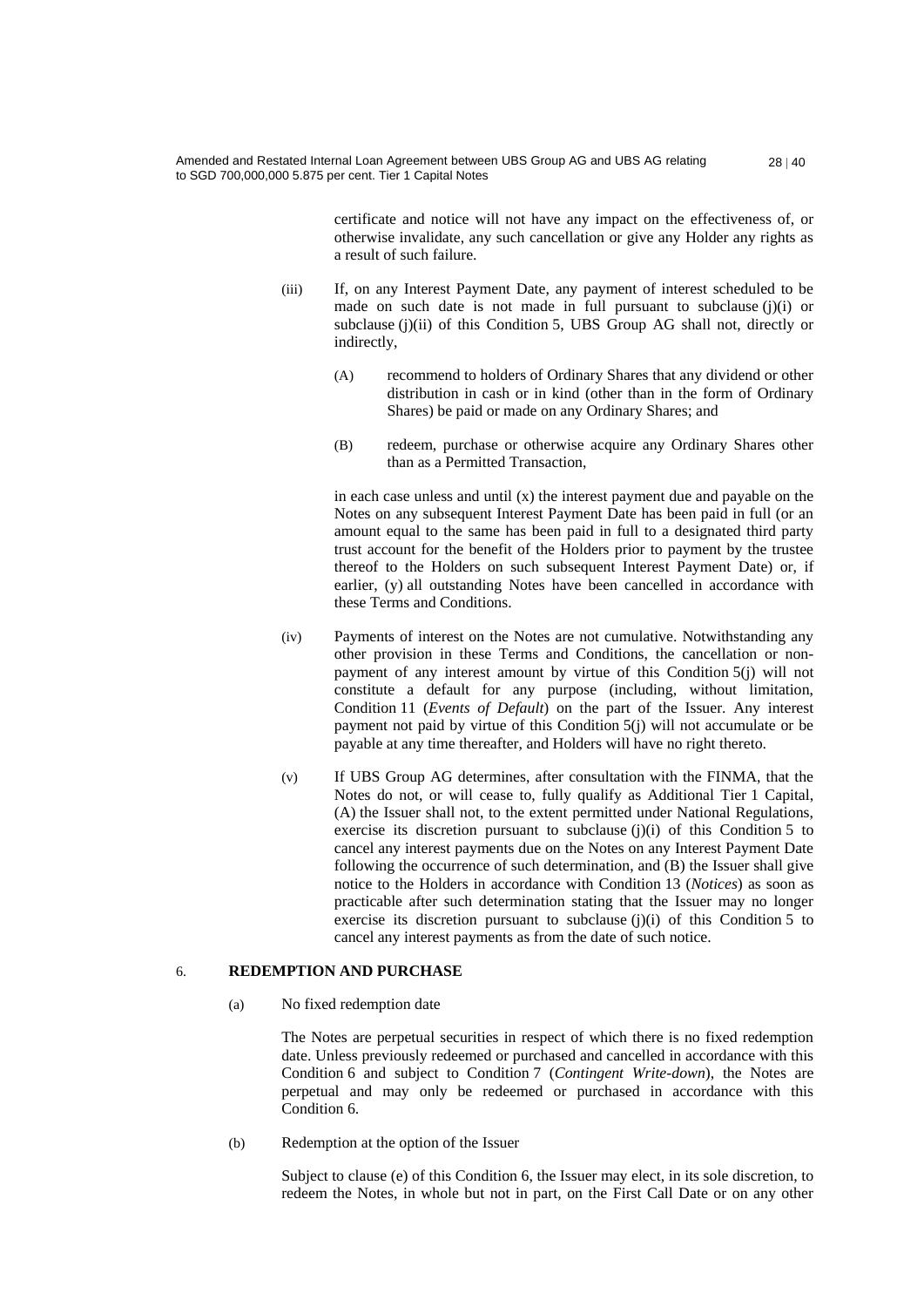certificate and notice will not have any impact on the effectiveness of, or otherwise invalidate, any such cancellation or give any Holder any rights as a result of such failure.

(iii) If, on any Interest Payment Date, any payment of interest scheduled to be made on such date is not made in full pursuant to subclause (j)(i) or subclause (j)(ii) of this Condition 5, UBS Group AG shall not, directly or indirectly,

(A) recommend to holders of Ordinary Shares that any dividend or other distribution in cash or in kind (other than in the form of Ordinary Shares) be paid or made on any Ordinary Shares; and

(B) redeem, purchase or otherwise acquire any Ordinary Shares other than as a Permitted Transaction,

in each case unless and until (x) the interest payment due and payable on the Notes on any subsequent Interest Payment Date has been paid in full (or an amount equal to the same has been paid in full to a designated third party trust account for the benefit of the Holders prior to payment by the trustee thereof to the Holders on such subsequent Interest Payment Date) or, if earlier, (y) all outstanding Notes have been cancelled in accordance with these Terms and Conditions.

(iv) Payments of interest on the Notes are not cumulative. Notwithstanding any other provision in these Terms and Conditions, the cancellation or non-payment of any interest amount by virtue of this Condition 5(j) will not constitute a default for any purpose (including, without limitation, Condition 11 (*Events of Default*) on the part of the Issuer. Any interest payment not paid by virtue of this Condition 5(j) will not accumulate or be payable at any time thereafter, and Holders will have no right thereto.

(v) If UBS Group AG determines, after consultation with the FINMA, that the Notes do not, or will cease to, fully qualify as Additional Tier 1 Capital, (A) the Issuer shall not, to the extent permitted under National Regulations, exercise its discretion pursuant to subclause (j)(i) of this Condition 5 to cancel any interest payments due on the Notes on any Interest Payment Date following the occurrence of such determination, and (B) the Issuer shall give notice to the Holders in accordance with Condition 13 (*Notices*) as soon as practicable after such determination stating that the Issuer may no longer exercise its discretion pursuant to subclause (j)(i) of this Condition 5 to cancel any interest payments as from the date of such notice.

## 6. REDEMPTION AND PURCHASE

(a) No fixed redemption date

The Notes are perpetual securities in respect of which there is no fixed redemption date. Unless previously redeemed or purchased and cancelled in accordance with this Condition 6 and subject to Condition 7 (*Contingent Write-down*), the Notes are perpetual and may only be redeemed or purchased in accordance with this Condition 6.

(b) Redemption at the option of the Issuer

Subject to clause (e) of this Condition 6, the Issuer may elect, in its sole discretion, to redeem the Notes, in whole but not in part, on the First Call Date or on any other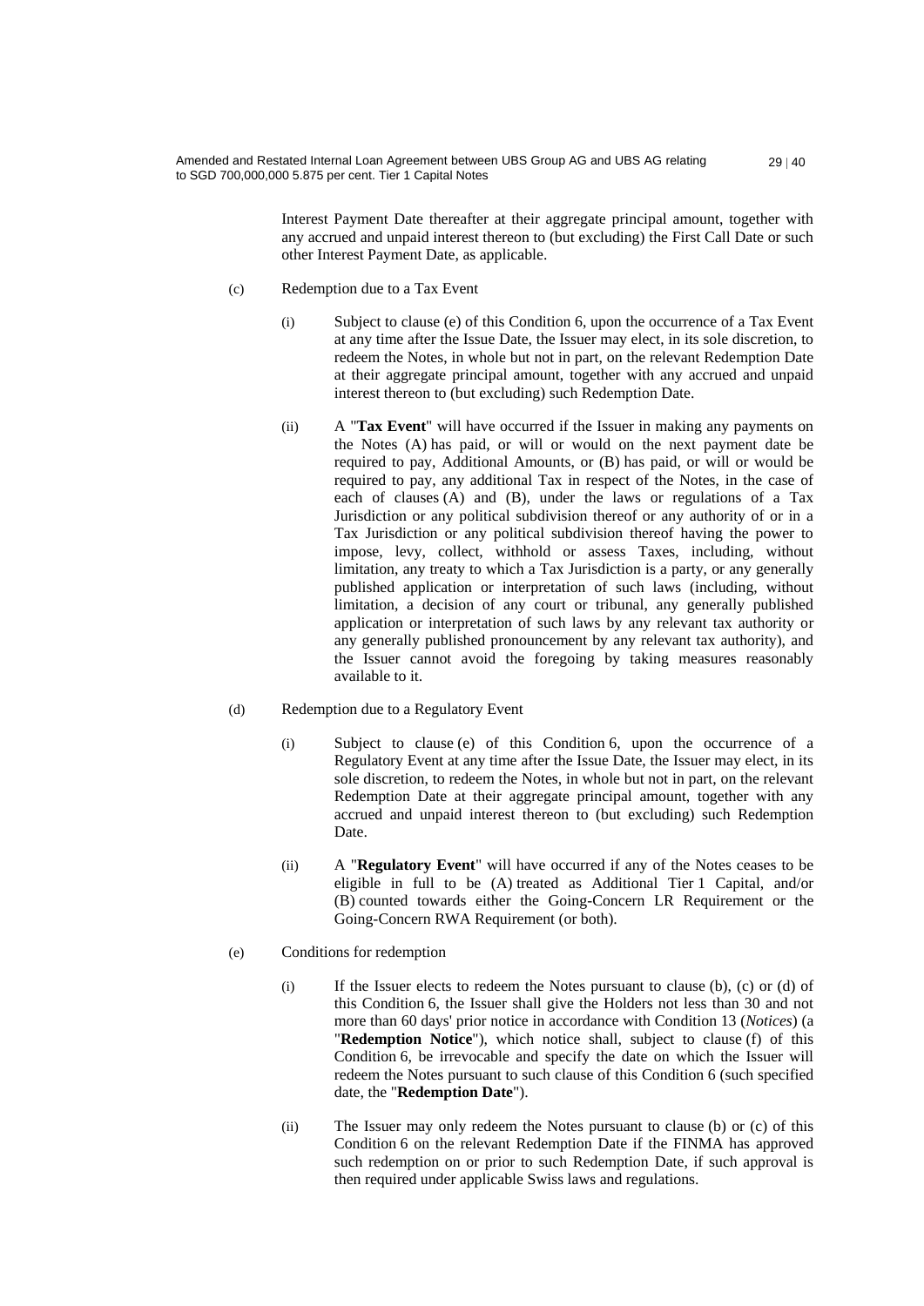Interest Payment Date thereafter at their aggregate principal amount, together with any accrued and unpaid interest thereon to (but excluding) the First Call Date or such other Interest Payment Date, as applicable.

(c) Redemption due to a Tax Event

(i) Subject to clause (e) of this Condition 6, upon the occurrence of a Tax Event at any time after the Issue Date, the Issuer may elect, in its sole discretion, to redeem the Notes, in whole but not in part, on the relevant Redemption Date at their aggregate principal amount, together with any accrued and unpaid interest thereon to (but excluding) such Redemption Date.

(ii) A "**Tax Event**" will have occurred if the Issuer in making any payments on the Notes (A) has paid, or will or would on the next payment date be required to pay, Additional Amounts, or (B) has paid, or will or would be required to pay, any additional Tax in respect of the Notes, in the case of each of clauses (A) and (B), under the laws or regulations of a Tax Jurisdiction or any political subdivision thereof or any authority of or in a Tax Jurisdiction or any political subdivision thereof having the power to impose, levy, collect, withhold or assess Taxes, including, without limitation, any treaty to which a Tax Jurisdiction is a party, or any generally published application or interpretation of such laws (including, without limitation, a decision of any court or tribunal, any generally published application or interpretation of such laws by any relevant tax authority or any generally published pronouncement by any relevant tax authority), and the Issuer cannot avoid the foregoing by taking measures reasonably available to it.

(d) Redemption due to a Regulatory Event

(i) Subject to clause (e) of this Condition 6, upon the occurrence of a Regulatory Event at any time after the Issue Date, the Issuer may elect, in its sole discretion, to redeem the Notes, in whole but not in part, on the relevant Redemption Date at their aggregate principal amount, together with any accrued and unpaid interest thereon to (but excluding) such Redemption Date.

(ii) A "**Regulatory Event**" will have occurred if any of the Notes ceases to be eligible in full to be (A) treated as Additional Tier 1 Capital, and/or (B) counted towards either the Going-Concern LR Requirement or the Going-Concern RWA Requirement (or both).

(e) Conditions for redemption

(i) If the Issuer elects to redeem the Notes pursuant to clause (b), (c) or (d) of this Condition 6, the Issuer shall give the Holders not less than 30 and not more than 60 days' prior notice in accordance with Condition 13 (*Notices*) (a "**Redemption Notice**"), which notice shall, subject to clause (f) of this Condition 6, be irrevocable and specify the date on which the Issuer will redeem the Notes pursuant to such clause of this Condition 6 (such specified date, the "**Redemption Date**").

(ii) The Issuer may only redeem the Notes pursuant to clause (b) or (c) of this Condition 6 on the relevant Redemption Date if the FINMA has approved such redemption on or prior to such Redemption Date, if such approval is then required under applicable Swiss laws and regulations.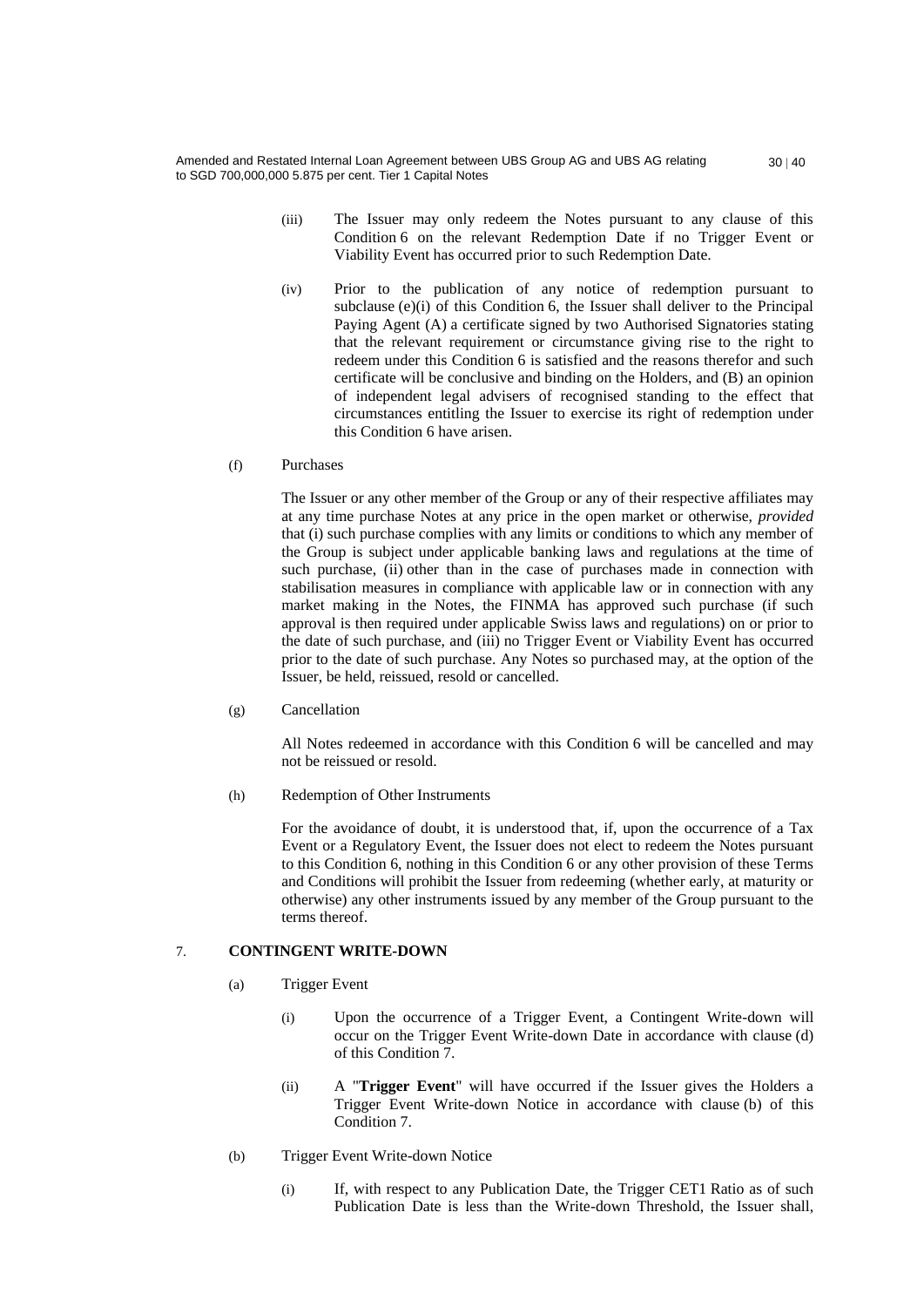(iii) The Issuer may only redeem the Notes pursuant to any clause of this Condition 6 on the relevant Redemption Date if no Trigger Event or Viability Event has occurred prior to such Redemption Date.

(iv) Prior to the publication of any notice of redemption pursuant to subclause (e)(i) of this Condition 6, the Issuer shall deliver to the Principal Paying Agent (A) a certificate signed by two Authorised Signatories stating that the relevant requirement or circumstance giving rise to the right to redeem under this Condition 6 is satisfied and the reasons therefor and such certificate will be conclusive and binding on the Holders, and (B) an opinion of independent legal advisers of recognised standing to the effect that circumstances entitling the Issuer to exercise its right of redemption under this Condition 6 have arisen.

(f) Purchases

The Issuer or any other member of the Group or any of their respective affiliates may at any time purchase Notes at any price in the open market or otherwise, *provided* that (i) such purchase complies with any limits or conditions to which any member of the Group is subject under applicable banking laws and regulations at the time of such purchase, (ii) other than in the case of purchases made in connection with stabilisation measures in compliance with applicable law or in connection with any market making in the Notes, the FINMA has approved such purchase (if such approval is then required under applicable Swiss laws and regulations) on or prior to the date of such purchase, and (iii) no Trigger Event or Viability Event has occurred prior to the date of such purchase. Any Notes so purchased may, at the option of the Issuer, be held, reissued, resold or cancelled.

(g) Cancellation

All Notes redeemed in accordance with this Condition 6 will be cancelled and may not be reissued or resold.

(h) Redemption of Other Instruments

For the avoidance of doubt, it is understood that, if, upon the occurrence of a Tax Event or a Regulatory Event, the Issuer does not elect to redeem the Notes pursuant to this Condition 6, nothing in this Condition 6 or any other provision of these Terms and Conditions will prohibit the Issuer from redeeming (whether early, at maturity or otherwise) any other instruments issued by any member of the Group pursuant to the terms thereof.

## 7. CONTINGENT WRITE-DOWN

(a) Trigger Event

(i) Upon the occurrence of a Trigger Event, a Contingent Write-down will occur on the Trigger Event Write-down Date in accordance with clause (d) of this Condition 7.

(ii) A "**Trigger Event**" will have occurred if the Issuer gives the Holders a Trigger Event Write-down Notice in accordance with clause (b) of this Condition 7.

(b) Trigger Event Write-down Notice

(i) If, with respect to any Publication Date, the Trigger CET1 Ratio as of such Publication Date is less than the Write-down Threshold, the Issuer shall,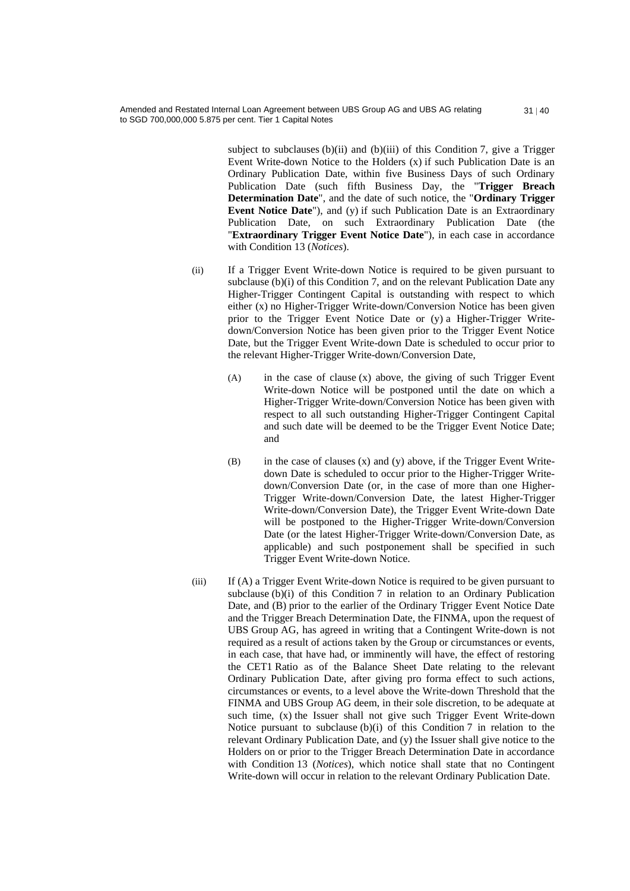subject to subclauses (b)(ii) and (b)(iii) of this Condition 7, give a Trigger Event Write-down Notice to the Holders (x) if such Publication Date is an Ordinary Publication Date, within five Business Days of such Ordinary Publication Date (such fifth Business Day, the "**Trigger Breach Determination Date**", and the date of such notice, the "**Ordinary Trigger Event Notice Date**"), and (y) if such Publication Date is an Extraordinary Publication Date, on such Extraordinary Publication Date (the "**Extraordinary Trigger Event Notice Date**"), in each case in accordance with Condition 13 (*Notices*).

(ii) If a Trigger Event Write-down Notice is required to be given pursuant to subclause (b)(i) of this Condition 7, and on the relevant Publication Date any Higher-Trigger Contingent Capital is outstanding with respect to which either (x) no Higher-Trigger Write-down/Conversion Notice has been given prior to the Trigger Event Notice Date or (y) a Higher-Trigger Write-down/Conversion Notice has been given prior to the Trigger Event Notice Date, but the Trigger Event Write-down Date is scheduled to occur prior to the relevant Higher-Trigger Write-down/Conversion Date,

(A) in the case of clause (x) above, the giving of such Trigger Event Write-down Notice will be postponed until the date on which a Higher-Trigger Write-down/Conversion Notice has been given with respect to all such outstanding Higher-Trigger Contingent Capital and such date will be deemed to be the Trigger Event Notice Date; and

(B) in the case of clauses (x) and (y) above, if the Trigger Event Write-down Date is scheduled to occur prior to the Higher-Trigger Write-down/Conversion Date (or, in the case of more than one Higher-Trigger Write-down/Conversion Date, the latest Higher-Trigger Write-down/Conversion Date), the Trigger Event Write-down Date will be postponed to the Higher-Trigger Write-down/Conversion Date (or the latest Higher-Trigger Write-down/Conversion Date, as applicable) and such postponement shall be specified in such Trigger Event Write-down Notice.

(iii) If (A) a Trigger Event Write-down Notice is required to be given pursuant to subclause (b)(i) of this Condition 7 in relation to an Ordinary Publication Date, and (B) prior to the earlier of the Ordinary Trigger Event Notice Date and the Trigger Breach Determination Date, the FINMA, upon the request of UBS Group AG, has agreed in writing that a Contingent Write-down is not required as a result of actions taken by the Group or circumstances or events, in each case, that have had, or imminently will have, the effect of restoring the CET1 Ratio as of the Balance Sheet Date relating to the relevant Ordinary Publication Date, after giving pro forma effect to such actions, circumstances or events, to a level above the Write-down Threshold that the FINMA and UBS Group AG deem, in their sole discretion, to be adequate at such time, (x) the Issuer shall not give such Trigger Event Write-down Notice pursuant to subclause (b)(i) of this Condition 7 in relation to the relevant Ordinary Publication Date, and (y) the Issuer shall give notice to the Holders on or prior to the Trigger Breach Determination Date in accordance with Condition 13 (*Notices*), which notice shall state that no Contingent Write-down will occur in relation to the relevant Ordinary Publication Date.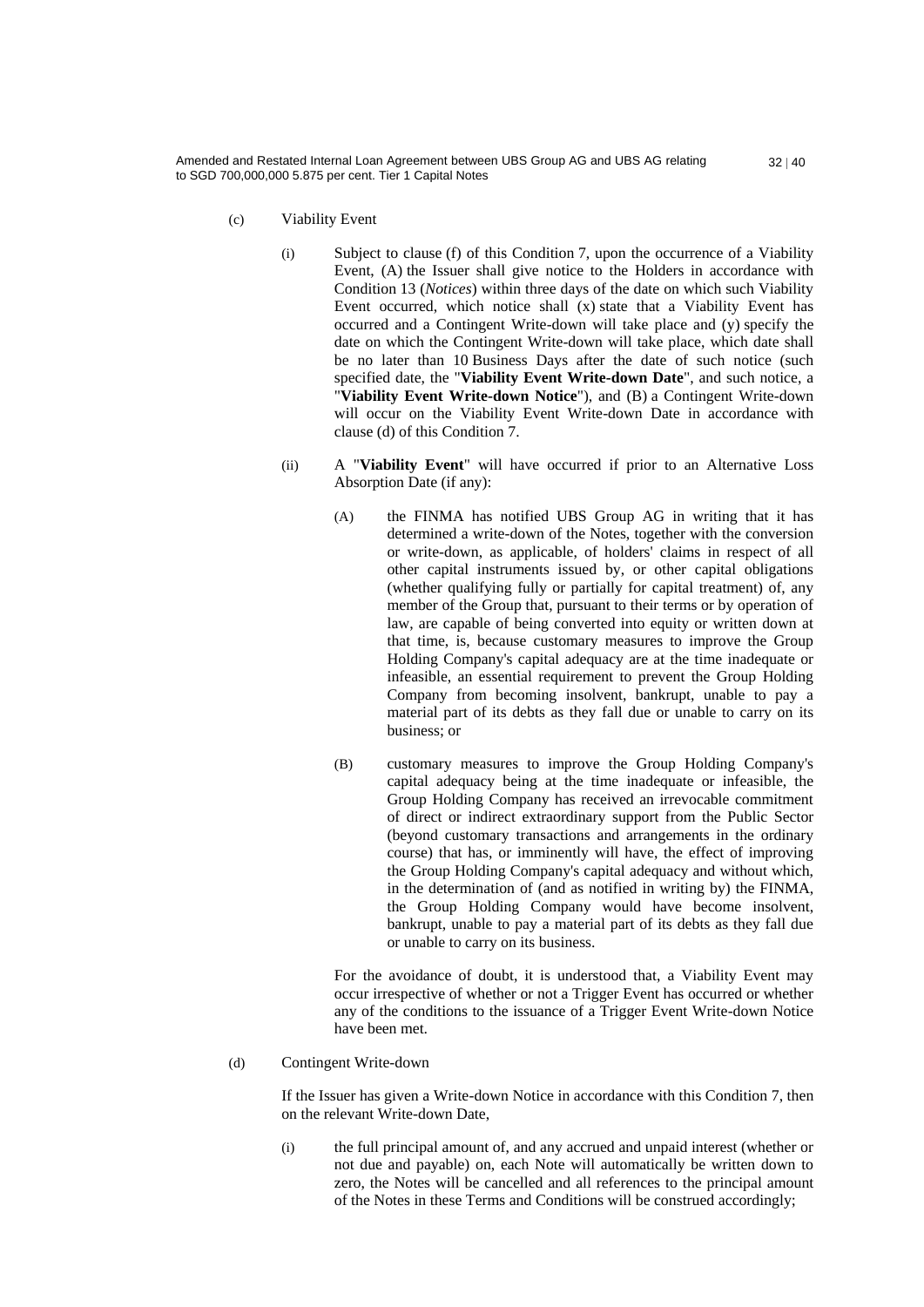(c) Viability Event

(i) Subject to clause (f) of this Condition 7, upon the occurrence of a Viability Event, (A) the Issuer shall give notice to the Holders in accordance with Condition 13 (*Notices*) within three days of the date on which such Viability Event occurred, which notice shall (x) state that a Viability Event has occurred and a Contingent Write-down will take place and (y) specify the date on which the Contingent Write-down will take place, which date shall be no later than 10 Business Days after the date of such notice (such specified date, the "**Viability Event Write-down Date**", and such notice, a "**Viability Event Write-down Notice**"), and (B) a Contingent Write-down will occur on the Viability Event Write-down Date in accordance with clause (d) of this Condition 7.

(ii) A "**Viability Event**" will have occurred if prior to an Alternative Loss Absorption Date (if any):

(A) the FINMA has notified UBS Group AG in writing that it has determined a write-down of the Notes, together with the conversion or write-down, as applicable, of holders' claims in respect of all other capital instruments issued by, or other capital obligations (whether qualifying fully or partially for capital treatment) of, any member of the Group that, pursuant to their terms or by operation of law, are capable of being converted into equity or written down at that time, is, because customary measures to improve the Group Holding Company's capital adequacy are at the time inadequate or infeasible, an essential requirement to prevent the Group Holding Company from becoming insolvent, bankrupt, unable to pay a material part of its debts as they fall due or unable to carry on its business; or

(B) customary measures to improve the Group Holding Company's capital adequacy being at the time inadequate or infeasible, the Group Holding Company has received an irrevocable commitment of direct or indirect extraordinary support from the Public Sector (beyond customary transactions and arrangements in the ordinary course) that has, or imminently will have, the effect of improving the Group Holding Company's capital adequacy and without which, in the determination of (and as notified in writing by) the FINMA, the Group Holding Company would have become insolvent, bankrupt, unable to pay a material part of its debts as they fall due or unable to carry on its business.

For the avoidance of doubt, it is understood that, a Viability Event may occur irrespective of whether or not a Trigger Event has occurred or whether any of the conditions to the issuance of a Trigger Event Write-down Notice have been met.

(d) Contingent Write-down

If the Issuer has given a Write-down Notice in accordance with this Condition 7, then on the relevant Write-down Date,

(i) the full principal amount of, and any accrued and unpaid interest (whether or not due and payable) on, each Note will automatically be written down to zero, the Notes will be cancelled and all references to the principal amount of the Notes in these Terms and Conditions will be construed accordingly;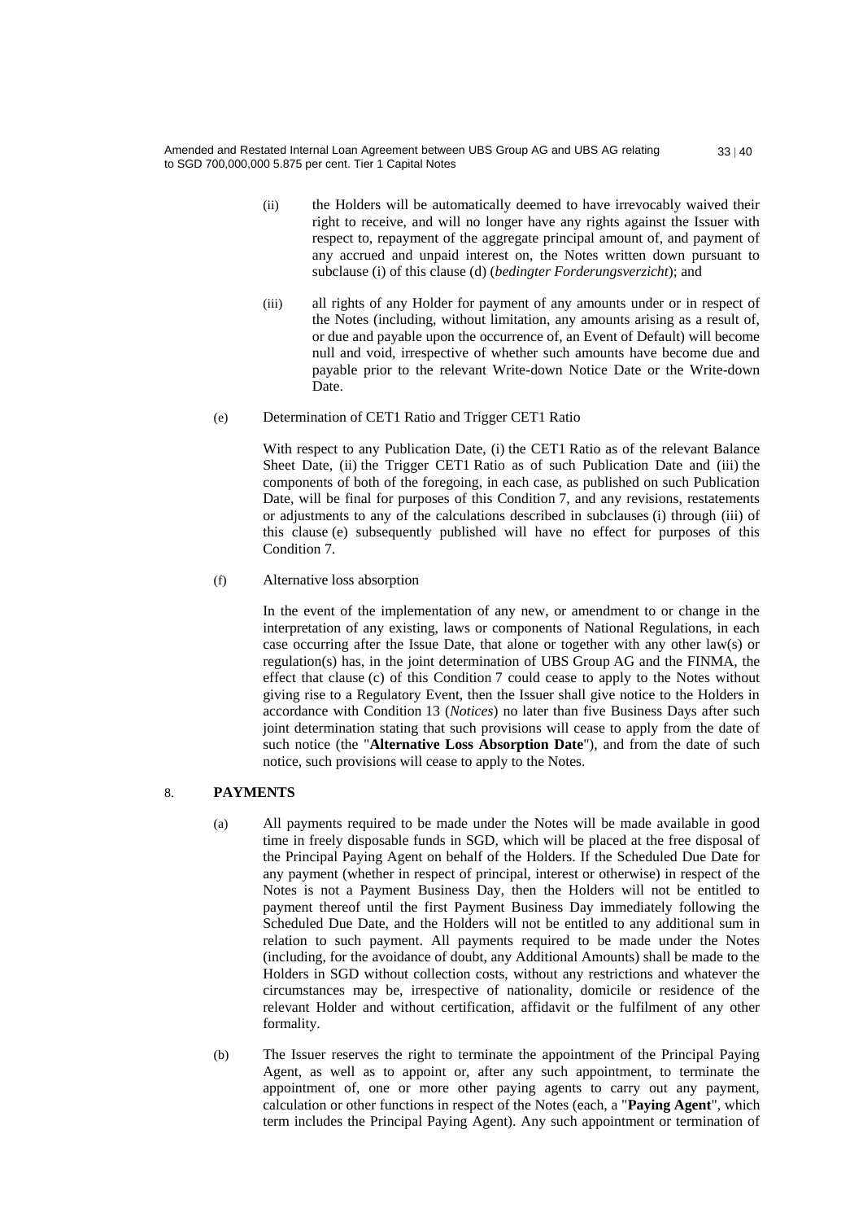(ii) the Holders will be automatically deemed to have irrevocably waived their right to receive, and will no longer have any rights against the Issuer with respect to, repayment of the aggregate principal amount of, and payment of any accrued and unpaid interest on, the Notes written down pursuant to subclause (i) of this clause (d) (*bedingter Forderungsverzicht*); and

(iii) all rights of any Holder for payment of any amounts under or in respect of the Notes (including, without limitation, any amounts arising as a result of, or due and payable upon the occurrence of, an Event of Default) will become null and void, irrespective of whether such amounts have become due and payable prior to the relevant Write-down Notice Date or the Write-down Date.

(e) Determination of CET1 Ratio and Trigger CET1 Ratio

With respect to any Publication Date, (i) the CET1 Ratio as of the relevant Balance Sheet Date, (ii) the Trigger CET1 Ratio as of such Publication Date and (iii) the components of both of the foregoing, in each case, as published on such Publication Date, will be final for purposes of this Condition 7, and any revisions, restatements or adjustments to any of the calculations described in subclauses (i) through (iii) of this clause (e) subsequently published will have no effect for purposes of this Condition 7.

(f) Alternative loss absorption

In the event of the implementation of any new, or amendment to or change in the interpretation of any existing, laws or components of National Regulations, in each case occurring after the Issue Date, that alone or together with any other law(s) or regulation(s) has, in the joint determination of UBS Group AG and the FINMA, the effect that clause (c) of this Condition 7 could cease to apply to the Notes without giving rise to a Regulatory Event, then the Issuer shall give notice to the Holders in accordance with Condition 13 (*Notices*) no later than five Business Days after such joint determination stating that such provisions will cease to apply from the date of such notice (the "**Alternative Loss Absorption Date**"), and from the date of such notice, such provisions will cease to apply to the Notes.

8. **PAYMENTS**

(a) All payments required to be made under the Notes will be made available in good time in freely disposable funds in SGD, which will be placed at the free disposal of the Principal Paying Agent on behalf of the Holders. If the Scheduled Due Date for any payment (whether in respect of principal, interest or otherwise) in respect of the Notes is not a Payment Business Day, then the Holders will not be entitled to payment thereof until the first Payment Business Day immediately following the Scheduled Due Date, and the Holders will not be entitled to any additional sum in relation to such payment. All payments required to be made under the Notes (including, for the avoidance of doubt, any Additional Amounts) shall be made to the Holders in SGD without collection costs, without any restrictions and whatever the circumstances may be, irrespective of nationality, domicile or residence of the relevant Holder and without certification, affidavit or the fulfilment of any other formality.

(b) The Issuer reserves the right to terminate the appointment of the Principal Paying Agent, as well as to appoint or, after any such appointment, to terminate the appointment of, one or more other paying agents to carry out any payment, calculation or other functions in respect of the Notes (each, a "**Paying Agent**", which term includes the Principal Paying Agent). Any such appointment or termination of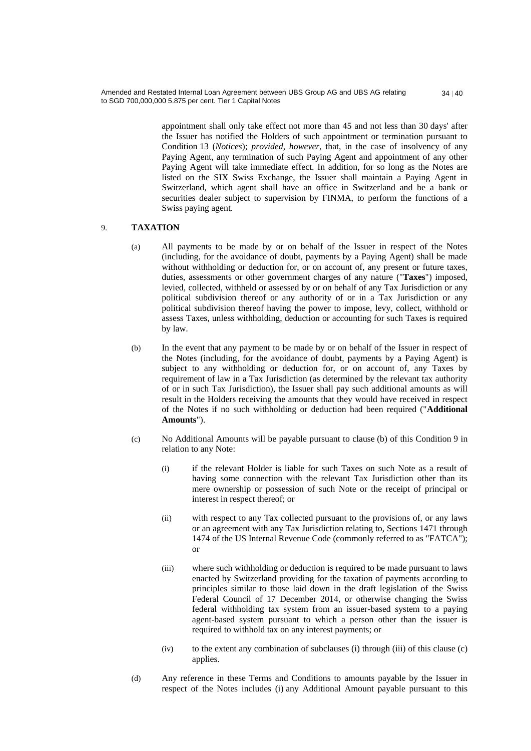appointment shall only take effect not more than 45 and not less than 30 days' after the Issuer has notified the Holders of such appointment or termination pursuant to Condition 13 (*Notices*); *provided*, *however*, that, in the case of insolvency of any Paying Agent, any termination of such Paying Agent and appointment of any other Paying Agent will take immediate effect. In addition, for so long as the Notes are listed on the SIX Swiss Exchange, the Issuer shall maintain a Paying Agent in Switzerland, which agent shall have an office in Switzerland and be a bank or securities dealer subject to supervision by FINMA, to perform the functions of a Swiss paying agent.

9. **TAXATION**

(a) All payments to be made by or on behalf of the Issuer in respect of the Notes (including, for the avoidance of doubt, payments by a Paying Agent) shall be made without withholding or deduction for, or on account of, any present or future taxes, duties, assessments or other government charges of any nature ("**Taxes**") imposed, levied, collected, withheld or assessed by or on behalf of any Tax Jurisdiction or any political subdivision thereof or any authority of or in a Tax Jurisdiction or any political subdivision thereof having the power to impose, levy, collect, withhold or assess Taxes, unless withholding, deduction or accounting for such Taxes is required by law.

(b) In the event that any payment to be made by or on behalf of the Issuer in respect of the Notes (including, for the avoidance of doubt, payments by a Paying Agent) is subject to any withholding or deduction for, or on account of, any Taxes by requirement of law in a Tax Jurisdiction (as determined by the relevant tax authority of or in such Tax Jurisdiction), the Issuer shall pay such additional amounts as will result in the Holders receiving the amounts that they would have received in respect of the Notes if no such withholding or deduction had been required ("**Additional Amounts**").

(c) No Additional Amounts will be payable pursuant to clause (b) of this Condition 9 in relation to any Note:

(i) if the relevant Holder is liable for such Taxes on such Note as a result of having some connection with the relevant Tax Jurisdiction other than its mere ownership or possession of such Note or the receipt of principal or interest in respect thereof; or

(ii) with respect to any Tax collected pursuant to the provisions of, or any laws or an agreement with any Tax Jurisdiction relating to, Sections 1471 through 1474 of the US Internal Revenue Code (commonly referred to as "FATCA"); or

(iii) where such withholding or deduction is required to be made pursuant to laws enacted by Switzerland providing for the taxation of payments according to principles similar to those laid down in the draft legislation of the Swiss Federal Council of 17 December 2014, or otherwise changing the Swiss federal withholding tax system from an issuer-based system to a paying agent-based system pursuant to which a person other than the issuer is required to withhold tax on any interest payments; or

(iv) to the extent any combination of subclauses (i) through (iii) of this clause (c) applies.

(d) Any reference in these Terms and Conditions to amounts payable by the Issuer in respect of the Notes includes (i) any Additional Amount payable pursuant to this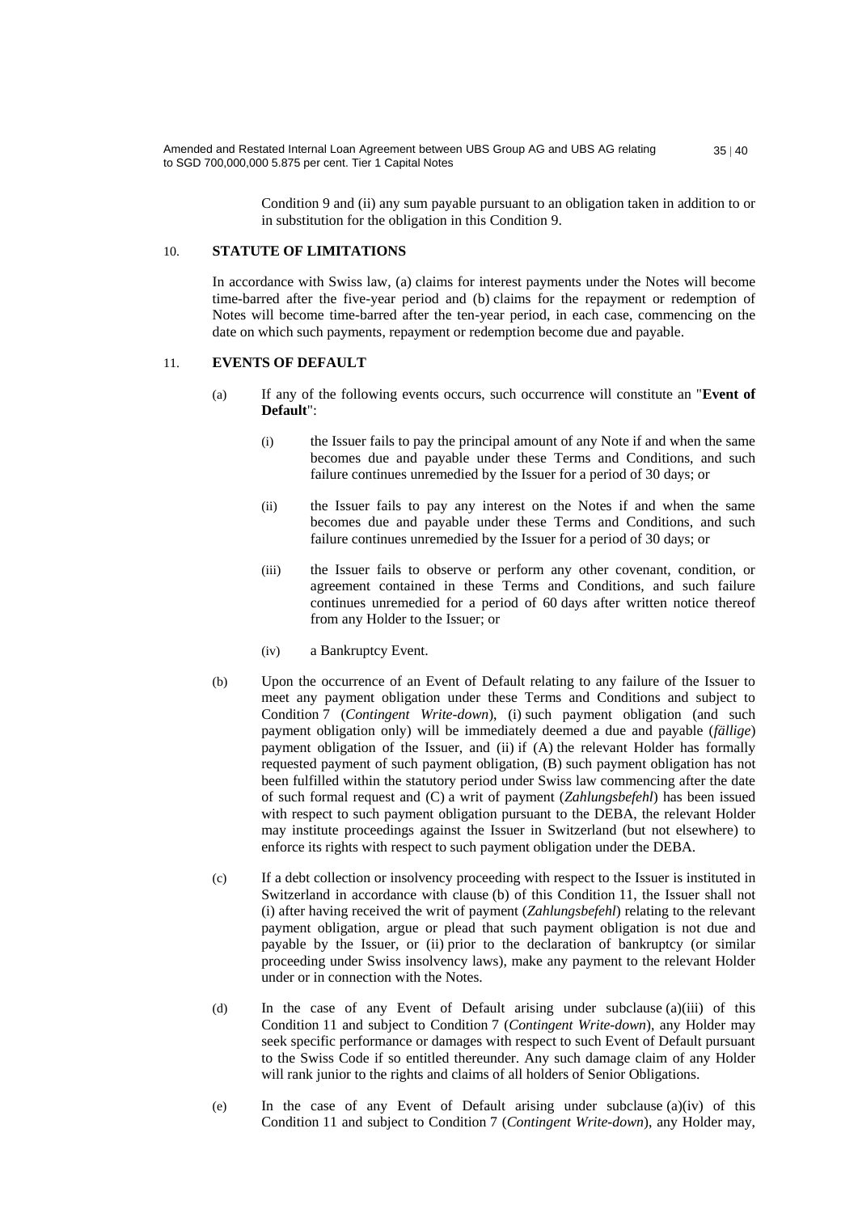Condition 9 and (ii) any sum payable pursuant to an obligation taken in addition to or in substitution for the obligation in this Condition 9.

## 10. STATUTE OF LIMITATIONS

In accordance with Swiss law, (a) claims for interest payments under the Notes will become time-barred after the five-year period and (b) claims for the repayment or redemption of Notes will become time-barred after the ten-year period, in each case, commencing on the date on which such payments, repayment or redemption become due and payable.

## 11. EVENTS OF DEFAULT

(a) If any of the following events occurs, such occurrence will constitute an "**Event of Default**":

(i) the Issuer fails to pay the principal amount of any Note if and when the same becomes due and payable under these Terms and Conditions, and such failure continues unremedied by the Issuer for a period of 30 days; or

(ii) the Issuer fails to pay any interest on the Notes if and when the same becomes due and payable under these Terms and Conditions, and such failure continues unremedied by the Issuer for a period of 30 days; or

(iii) the Issuer fails to observe or perform any other covenant, condition, or agreement contained in these Terms and Conditions, and such failure continues unremedied for a period of 60 days after written notice thereof from any Holder to the Issuer; or

(iv) a Bankruptcy Event.

(b) Upon the occurrence of an Event of Default relating to any failure of the Issuer to meet any payment obligation under these Terms and Conditions and subject to Condition 7 (*Contingent Write-down*), (i) such payment obligation (and such payment obligation only) will be immediately deemed a due and payable (*fällige*) payment obligation of the Issuer, and (ii) if (A) the relevant Holder has formally requested payment of such payment obligation, (B) such payment obligation has not been fulfilled within the statutory period under Swiss law commencing after the date of such formal request and (C) a writ of payment (*Zahlungsbefehl*) has been issued with respect to such payment obligation pursuant to the DEBA, the relevant Holder may institute proceedings against the Issuer in Switzerland (but not elsewhere) to enforce its rights with respect to such payment obligation under the DEBA.

(c) If a debt collection or insolvency proceeding with respect to the Issuer is instituted in Switzerland in accordance with clause (b) of this Condition 11, the Issuer shall not (i) after having received the writ of payment (*Zahlungsbefehl*) relating to the relevant payment obligation, argue or plead that such payment obligation is not due and payable by the Issuer, or (ii) prior to the declaration of bankruptcy (or similar proceeding under Swiss insolvency laws), make any payment to the relevant Holder under or in connection with the Notes.

(d) In the case of any Event of Default arising under subclause (a)(iii) of this Condition 11 and subject to Condition 7 (*Contingent Write-down*), any Holder may seek specific performance or damages with respect to such Event of Default pursuant to the Swiss Code if so entitled thereunder. Any such damage claim of any Holder will rank junior to the rights and claims of all holders of Senior Obligations.

(e) In the case of any Event of Default arising under subclause (a)(iv) of this Condition 11 and subject to Condition 7 (*Contingent Write-down*), any Holder may,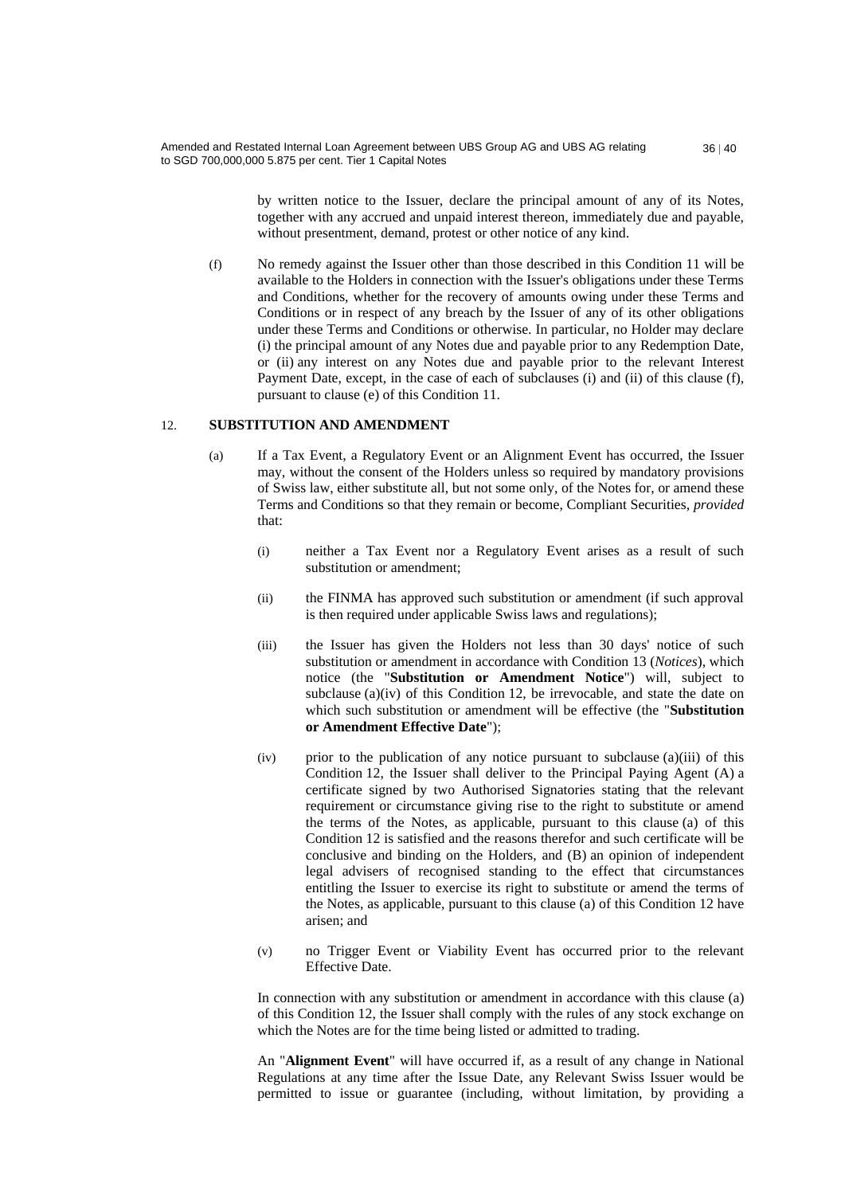by written notice to the Issuer, declare the principal amount of any of its Notes, together with any accrued and unpaid interest thereon, immediately due and payable, without presentment, demand, protest or other notice of any kind.

(f) No remedy against the Issuer other than those described in this Condition 11 will be available to the Holders in connection with the Issuer's obligations under these Terms and Conditions, whether for the recovery of amounts owing under these Terms and Conditions or in respect of any breach by the Issuer of any of its other obligations under these Terms and Conditions or otherwise. In particular, no Holder may declare (i) the principal amount of any Notes due and payable prior to any Redemption Date, or (ii) any interest on any Notes due and payable prior to the relevant Interest Payment Date, except, in the case of each of subclauses (i) and (ii) of this clause (f), pursuant to clause (e) of this Condition 11.

## 12. SUBSTITUTION AND AMENDMENT

(a) If a Tax Event, a Regulatory Event or an Alignment Event has occurred, the Issuer may, without the consent of the Holders unless so required by mandatory provisions of Swiss law, either substitute all, but not some only, of the Notes for, or amend these Terms and Conditions so that they remain or become, Compliant Securities, *provided* that:

(i) neither a Tax Event nor a Regulatory Event arises as a result of such substitution or amendment;

(ii) the FINMA has approved such substitution or amendment (if such approval is then required under applicable Swiss laws and regulations);

(iii) the Issuer has given the Holders not less than 30 days' notice of such substitution or amendment in accordance with Condition 13 (*Notices*), which notice (the "**Substitution or Amendment Notice**") will, subject to subclause (a)(iv) of this Condition 12, be irrevocable, and state the date on which such substitution or amendment will be effective (the "**Substitution or Amendment Effective Date**");

(iv) prior to the publication of any notice pursuant to subclause (a)(iii) of this Condition 12, the Issuer shall deliver to the Principal Paying Agent (A) a certificate signed by two Authorised Signatories stating that the relevant requirement or circumstance giving rise to the right to substitute or amend the terms of the Notes, as applicable, pursuant to this clause (a) of this Condition 12 is satisfied and the reasons therefor and such certificate will be conclusive and binding on the Holders, and (B) an opinion of independent legal advisers of recognised standing to the effect that circumstances entitling the Issuer to exercise its right to substitute or amend the terms of the Notes, as applicable, pursuant to this clause (a) of this Condition 12 have arisen; and

(v) no Trigger Event or Viability Event has occurred prior to the relevant Effective Date.

In connection with any substitution or amendment in accordance with this clause (a) of this Condition 12, the Issuer shall comply with the rules of any stock exchange on which the Notes are for the time being listed or admitted to trading.

An "**Alignment Event**" will have occurred if, as a result of any change in National Regulations at any time after the Issue Date, any Relevant Swiss Issuer would be permitted to issue or guarantee (including, without limitation, by providing a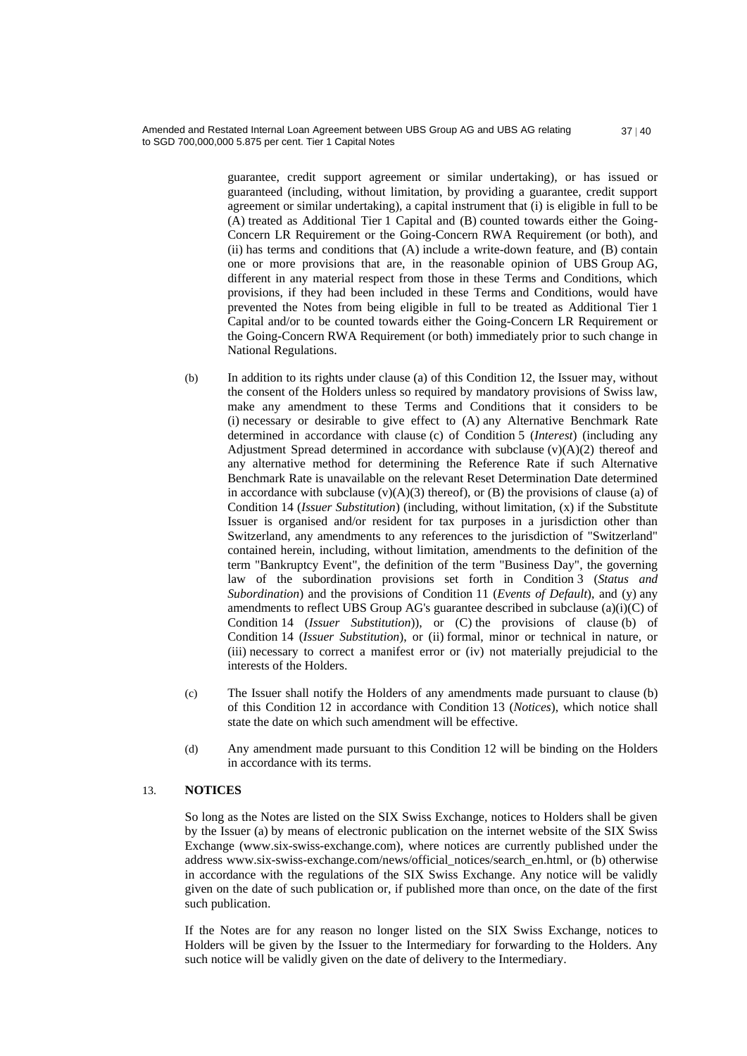guarantee, credit support agreement or similar undertaking), or has issued or guaranteed (including, without limitation, by providing a guarantee, credit support agreement or similar undertaking), a capital instrument that (i) is eligible in full to be (A) treated as Additional Tier 1 Capital and (B) counted towards either the Going-Concern LR Requirement or the Going-Concern RWA Requirement (or both), and (ii) has terms and conditions that (A) include a write-down feature, and (B) contain one or more provisions that are, in the reasonable opinion of UBS Group AG, different in any material respect from those in these Terms and Conditions, which provisions, if they had been included in these Terms and Conditions, would have prevented the Notes from being eligible in full to be treated as Additional Tier 1 Capital and/or to be counted towards either the Going-Concern LR Requirement or the Going-Concern RWA Requirement (or both) immediately prior to such change in National Regulations.

(b) In addition to its rights under clause (a) of this Condition 12, the Issuer may, without the consent of the Holders unless so required by mandatory provisions of Swiss law, make any amendment to these Terms and Conditions that it considers to be (i) necessary or desirable to give effect to (A) any Alternative Benchmark Rate determined in accordance with clause (c) of Condition 5 (*Interest*) (including any Adjustment Spread determined in accordance with subclause (v)(A)(2) thereof and any alternative method for determining the Reference Rate if such Alternative Benchmark Rate is unavailable on the relevant Reset Determination Date determined in accordance with subclause (v)(A)(3) thereof), or (B) the provisions of clause (a) of Condition 14 (*Issuer Substitution*) (including, without limitation, (x) if the Substitute Issuer is organised and/or resident for tax purposes in a jurisdiction other than Switzerland, any amendments to any references to the jurisdiction of "Switzerland" contained herein, including, without limitation, amendments to the definition of the term "Bankruptcy Event", the definition of the term "Business Day", the governing law of the subordination provisions set forth in Condition 3 (*Status and Subordination*) and the provisions of Condition 11 (*Events of Default*), and (y) any amendments to reflect UBS Group AG's guarantee described in subclause (a)(i)(C) of Condition 14 (*Issuer Substitution*)), or (C) the provisions of clause (b) of Condition 14 (*Issuer Substitution*), or (ii) formal, minor or technical in nature, or (iii) necessary to correct a manifest error or (iv) not materially prejudicial to the interests of the Holders.

(c) The Issuer shall notify the Holders of any amendments made pursuant to clause (b) of this Condition 12 in accordance with Condition 13 (*Notices*), which notice shall state the date on which such amendment will be effective.

(d) Any amendment made pursuant to this Condition 12 will be binding on the Holders in accordance with its terms.

13. **NOTICES**

So long as the Notes are listed on the SIX Swiss Exchange, notices to Holders shall be given by the Issuer (a) by means of electronic publication on the internet website of the SIX Swiss Exchange (www.six-swiss-exchange.com), where notices are currently published under the address www.six-swiss-exchange.com/news/official_notices/search_en.html, or (b) otherwise in accordance with the regulations of the SIX Swiss Exchange. Any notice will be validly given on the date of such publication or, if published more than once, on the date of the first such publication.

If the Notes are for any reason no longer listed on the SIX Swiss Exchange, notices to Holders will be given by the Issuer to the Intermediary for forwarding to the Holders. Any such notice will be validly given on the date of delivery to the Intermediary.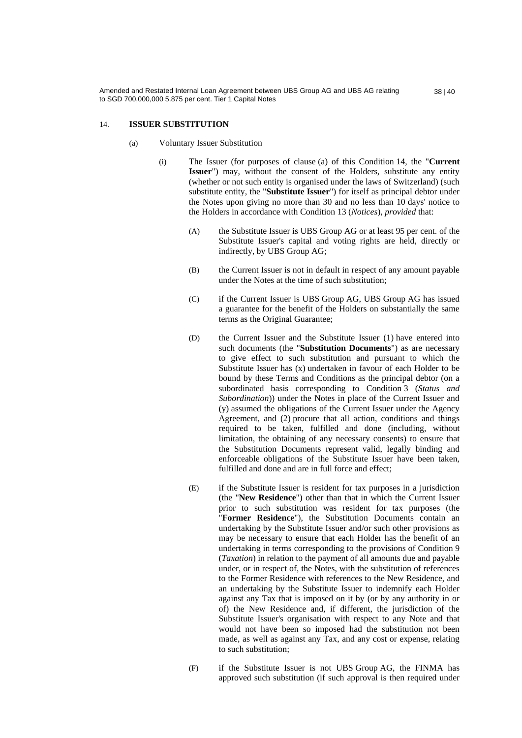## 14. ISSUER SUBSTITUTION

(a) Voluntary Issuer Substitution

(i) The Issuer (for purposes of clause (a) of this Condition 14, the "**Current Issuer**") may, without the consent of the Holders, substitute any entity (whether or not such entity is organised under the laws of Switzerland) (such substitute entity, the "**Substitute Issuer**") for itself as principal debtor under the Notes upon giving no more than 30 and no less than 10 days' notice to the Holders in accordance with Condition 13 (*Notices*), *provided* that:

(A) the Substitute Issuer is UBS Group AG or at least 95 per cent. of the Substitute Issuer's capital and voting rights are held, directly or indirectly, by UBS Group AG;

(B) the Current Issuer is not in default in respect of any amount payable under the Notes at the time of such substitution;

(C) if the Current Issuer is UBS Group AG, UBS Group AG has issued a guarantee for the benefit of the Holders on substantially the same terms as the Original Guarantee;

(D) the Current Issuer and the Substitute Issuer (1) have entered into such documents (the "**Substitution Documents**") as are necessary to give effect to such substitution and pursuant to which the Substitute Issuer has (x) undertaken in favour of each Holder to be bound by these Terms and Conditions as the principal debtor (on a subordinated basis corresponding to Condition 3 (*Status and Subordination*)) under the Notes in place of the Current Issuer and (y) assumed the obligations of the Current Issuer under the Agency Agreement, and (2) procure that all action, conditions and things required to be taken, fulfilled and done (including, without limitation, the obtaining of any necessary consents) to ensure that the Substitution Documents represent valid, legally binding and enforceable obligations of the Substitute Issuer have been taken, fulfilled and done and are in full force and effect;

(E) if the Substitute Issuer is resident for tax purposes in a jurisdiction (the "**New Residence**") other than that in which the Current Issuer prior to such substitution was resident for tax purposes (the "**Former Residence**"), the Substitution Documents contain an undertaking by the Substitute Issuer and/or such other provisions as may be necessary to ensure that each Holder has the benefit of an undertaking in terms corresponding to the provisions of Condition 9 (*Taxation*) in relation to the payment of all amounts due and payable under, or in respect of, the Notes, with the substitution of references to the Former Residence with references to the New Residence, and an undertaking by the Substitute Issuer to indemnify each Holder against any Tax that is imposed on it by (or by any authority in or of) the New Residence and, if different, the jurisdiction of the Substitute Issuer's organisation with respect to any Note and that would not have been so imposed had the substitution not been made, as well as against any Tax, and any cost or expense, relating to such substitution;

(F) if the Substitute Issuer is not UBS Group AG, the FINMA has approved such substitution (if such approval is then required under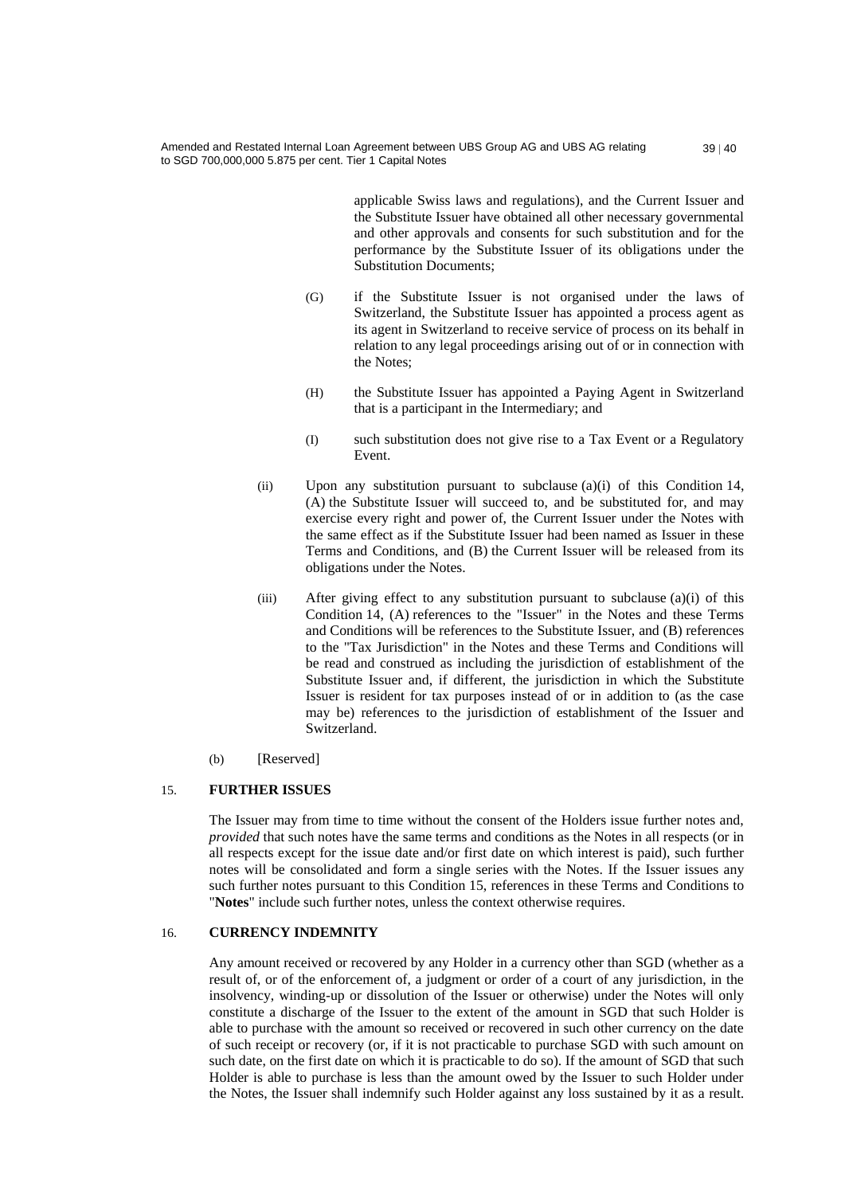applicable Swiss laws and regulations), and the Current Issuer and the Substitute Issuer have obtained all other necessary governmental and other approvals and consents for such substitution and for the performance by the Substitute Issuer of its obligations under the Substitution Documents;

(G) if the Substitute Issuer is not organised under the laws of Switzerland, the Substitute Issuer has appointed a process agent as its agent in Switzerland to receive service of process on its behalf in relation to any legal proceedings arising out of or in connection with the Notes;

(H) the Substitute Issuer has appointed a Paying Agent in Switzerland that is a participant in the Intermediary; and

(I) such substitution does not give rise to a Tax Event or a Regulatory Event.

(ii) Upon any substitution pursuant to subclause (a)(i) of this Condition 14, (A) the Substitute Issuer will succeed to, and be substituted for, and may exercise every right and power of, the Current Issuer under the Notes with the same effect as if the Substitute Issuer had been named as Issuer in these Terms and Conditions, and (B) the Current Issuer will be released from its obligations under the Notes.

(iii) After giving effect to any substitution pursuant to subclause (a)(i) of this Condition 14, (A) references to the "Issuer" in the Notes and these Terms and Conditions will be references to the Substitute Issuer, and (B) references to the "Tax Jurisdiction" in the Notes and these Terms and Conditions will be read and construed as including the jurisdiction of establishment of the Substitute Issuer and, if different, the jurisdiction in which the Substitute Issuer is resident for tax purposes instead of or in addition to (as the case may be) references to the jurisdiction of establishment of the Issuer and Switzerland.

(b) [Reserved]

## 15. FURTHER ISSUES

The Issuer may from time to time without the consent of the Holders issue further notes and, *provided* that such notes have the same terms and conditions as the Notes in all respects (or in all respects except for the issue date and/or first date on which interest is paid), such further notes will be consolidated and form a single series with the Notes. If the Issuer issues any such further notes pursuant to this Condition 15, references in these Terms and Conditions to "**Notes**" include such further notes, unless the context otherwise requires.

## 16. CURRENCY INDEMNITY

Any amount received or recovered by any Holder in a currency other than SGD (whether as a result of, or of the enforcement of, a judgment or order of a court of any jurisdiction, in the insolvency, winding-up or dissolution of the Issuer or otherwise) under the Notes will only constitute a discharge of the Issuer to the extent of the amount in SGD that such Holder is able to purchase with the amount so received or recovered in such other currency on the date of such receipt or recovery (or, if it is not practicable to purchase SGD with such amount on such date, on the first date on which it is practicable to do so). If the amount of SGD that such Holder is able to purchase is less than the amount owed by the Issuer to such Holder under the Notes, the Issuer shall indemnify such Holder against any loss sustained by it as a result.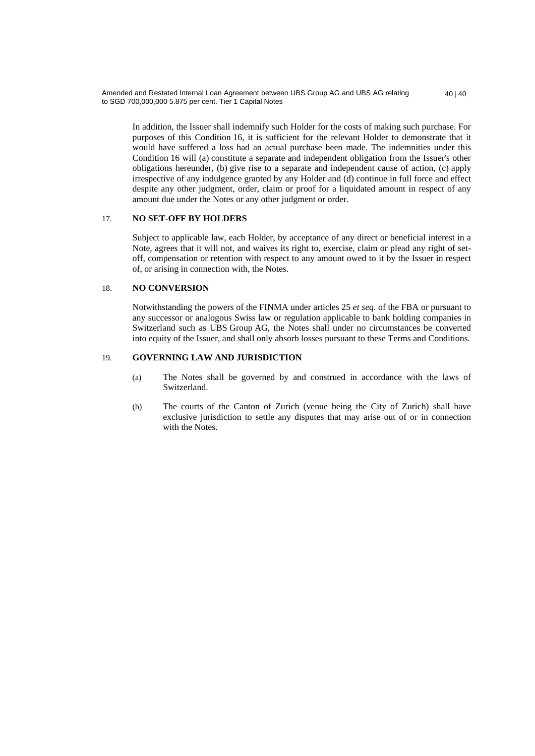In addition, the Issuer shall indemnify such Holder for the costs of making such purchase. For purposes of this Condition 16, it is sufficient for the relevant Holder to demonstrate that it would have suffered a loss had an actual purchase been made. The indemnities under this Condition 16 will (a) constitute a separate and independent obligation from the Issuer's other obligations hereunder, (b) give rise to a separate and independent cause of action, (c) apply irrespective of any indulgence granted by any Holder and (d) continue in full force and effect despite any other judgment, order, claim or proof for a liquidated amount in respect of any amount due under the Notes or any other judgment or order.

## 17. NO SET-OFF BY HOLDERS

Subject to applicable law, each Holder, by acceptance of any direct or beneficial interest in a Note, agrees that it will not, and waives its right to, exercise, claim or plead any right of set-off, compensation or retention with respect to any amount owed to it by the Issuer in respect of, or arising in connection with, the Notes.

## 18. NO CONVERSION

Notwithstanding the powers of the FINMA under articles 25 *et seq.* of the FBA or pursuant to any successor or analogous Swiss law or regulation applicable to bank holding companies in Switzerland such as UBS Group AG, the Notes shall under no circumstances be converted into equity of the Issuer, and shall only absorb losses pursuant to these Terms and Conditions.

## 19. GOVERNING LAW AND JURISDICTION

(a) The Notes shall be governed by and construed in accordance with the laws of Switzerland.

(b) The courts of the Canton of Zurich (venue being the City of Zurich) shall have exclusive jurisdiction to settle any disputes that may arise out of or in connection with the Notes.